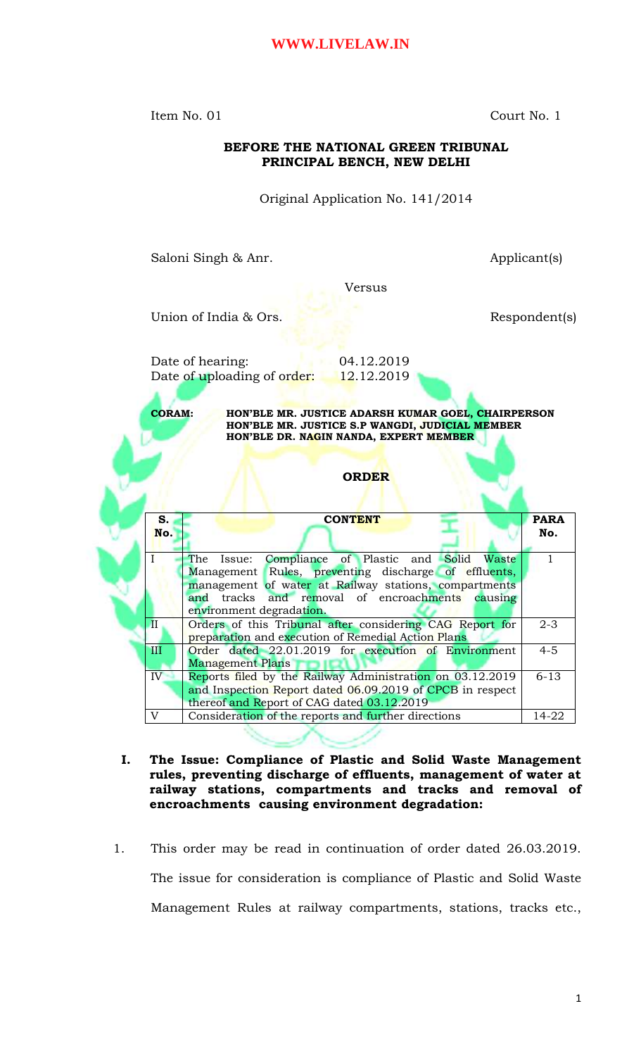Item No. 01 Court No. 1

**BEFORE THE NATIONAL GREEN TRIBUNAL**
**PRINCIPAL BENCH, NEW DELHI**

Original Application No. 141/2014

Saloni Singh & Anr. Applicant(s)

Versus

Union of India & Ors. Respondent(s)

Date of hearing: 04.12.2019
Date of uploading of order: 12.12.2019

**CORAM:** **HON'BLE MR. JUSTICE ADARSH KUMAR GOEL, CHAIRPERSON**
**HON'BLE MR. JUSTICE S.P WANGDI, JUDICIAL MEMBER**
**HON'BLE DR. NAGIN NANDA, EXPERT MEMBER**

**ORDER**

| S. No. | CONTENT | PARA No. |
|---|---|---|
| I | The Issue: Compliance of Plastic and Solid Waste Management Rules, preventing discharge of effluents, management of water at Railway stations, compartments and tracks and removal of encroachments causing environment degradation. | 1 |
| II | Orders of this Tribunal after considering CAG Report for preparation and execution of Remedial Action Plans | 2-3 |
| III | Order dated 22.01.2019 for execution of Environment Management Plans | 4-5 |
| IV | Reports filed by the Railway Administration on 03.12.2019 and Inspection Report dated 06.09.2019 of CPCB in respect thereof and Report of CAG dated 03.12.2019 | 6-13 |
| V | Consideration of the reports and further directions | 14-22 |

**I. The Issue: Compliance of Plastic and Solid Waste Management rules, preventing discharge of effluents, management of water at railway stations, compartments and tracks and removal of encroachments causing environment degradation:**

1. This order may be read in continuation of order dated 26.03.2019. The issue for consideration is compliance of Plastic and Solid Waste Management Rules at railway compartments, stations, tracks etc.,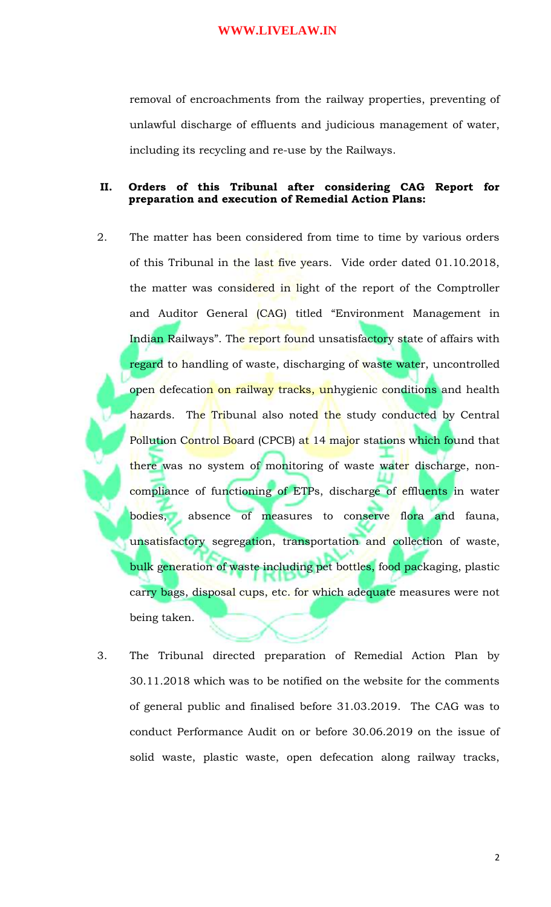removal of encroachments from the railway properties, preventing of unlawful discharge of effluents and judicious management of water, including its recycling and re-use by the Railways.

**II. Orders of this Tribunal after considering CAG Report for preparation and execution of Remedial Action Plans:**

2. The matter has been considered from time to time by various orders of this Tribunal in the last five years. Vide order dated 01.10.2018, the matter was considered in light of the report of the Comptroller and Auditor General (CAG) titled "Environment Management in Indian Railways". The report found unsatisfactory state of affairs with regard to handling of waste, discharging of waste water, uncontrolled open defecation on railway tracks, unhygienic conditions and health hazards. The Tribunal also noted the study conducted by Central Pollution Control Board (CPCB) at 14 major stations which found that there was no system of monitoring of waste water discharge, non-compliance of functioning of ETPs, discharge of effluents in water bodies, absence of measures to conserve flora and fauna, unsatisfactory segregation, transportation and collection of waste, bulk generation of waste including pet bottles, food packaging, plastic carry bags, disposal cups, etc. for which adequate measures were not being taken.

3. The Tribunal directed preparation of Remedial Action Plan by 30.11.2018 which was to be notified on the website for the comments of general public and finalised before 31.03.2019. The CAG was to conduct Performance Audit on or before 30.06.2019 on the issue of solid waste, plastic waste, open defecation along railway tracks,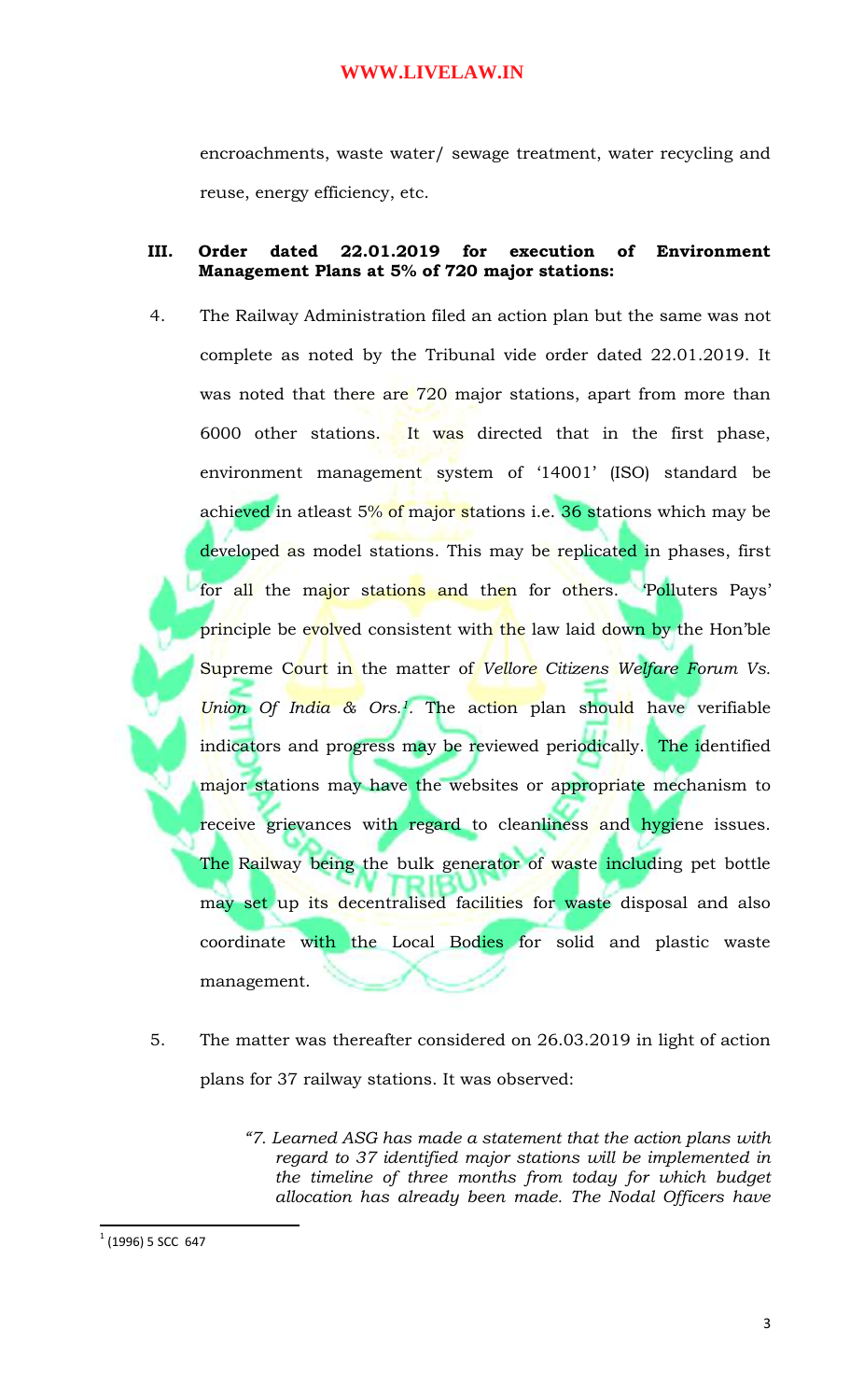encroachments, waste water/ sewage treatment, water recycling and reuse, energy efficiency, etc.

### III. Order dated 22.01.2019 for execution of Environment Management Plans at 5% of 720 major stations:

4. The Railway Administration filed an action plan but the same was not complete as noted by the Tribunal vide order dated 22.01.2019. It was noted that there are 720 major stations, apart from more than 6000 other stations. It was directed that in the first phase, environment management system of '14001' (ISO) standard be achieved in atleast 5% of major stations i.e. 36 stations which may be developed as model stations. This may be replicated in phases, first for all the major stations and then for others. 'Polluters Pays' principle be evolved consistent with the law laid down by the Hon'ble Supreme Court in the matter of *Vellore Citizens Welfare Forum Vs. Union Of India & Ors.*[1]. The action plan should have verifiable indicators and progress may be reviewed periodically. The identified major stations may have the websites or appropriate mechanism to receive grievances with regard to cleanliness and hygiene issues. The Railway being the bulk generator of waste including pet bottle may set up its decentralised facilities for waste disposal and also coordinate with the Local Bodies for solid and plastic waste management.

5. The matter was thereafter considered on 26.03.2019 in light of action plans for 37 railway stations. It was observed:

> *"7. Learned ASG has made a statement that the action plans with regard to 37 identified major stations will be implemented in the timeline of three months from today for which budget allocation has already been made. The Nodal Officers have*

---

[1] (1996) 5 SCC 647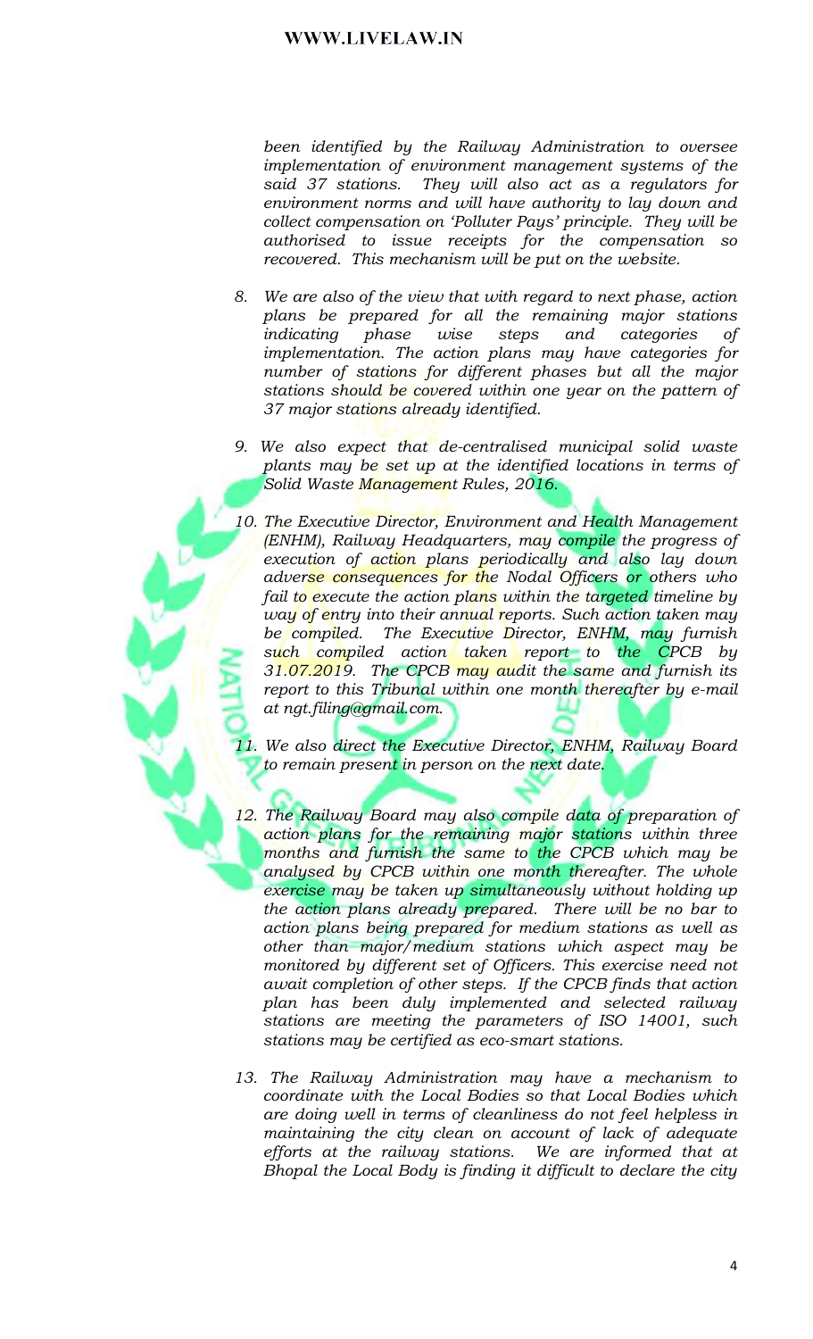*been identified by the Railway Administration to oversee implementation of environment management systems of the said 37 stations. They will also act as a regulators for environment norms and will have authority to lay down and collect compensation on 'Polluter Pays' principle. They will be authorised to issue receipts for the compensation so recovered. This mechanism will be put on the website.*

8. *We are also of the view that with regard to next phase, action plans be prepared for all the remaining major stations indicating phase wise steps and categories of implementation. The action plans may have categories for number of stations for different phases but all the major stations should be covered within one year on the pattern of 37 major stations already identified.*

9. *We also expect that de-centralised municipal solid waste plants may be set up at the identified locations in terms of Solid Waste Management Rules, 2016.*

10. *The Executive Director, Environment and Health Management (ENHM), Railway Headquarters, may compile the progress of execution of action plans periodically and also lay down adverse consequences for the Nodal Officers or others who fail to execute the action plans within the targeted timeline by way of entry into their annual reports. Such action taken may be compiled. The Executive Director, ENHM, may furnish such compiled action taken report to the CPCB by 31.07.2019. The CPCB may audit the same and furnish its report to this Tribunal within one month thereafter by e-mail at ngt.filing@gmail.com.*

11. *We also direct the Executive Director, ENHM, Railway Board to remain present in person on the next date.*

12. *The Railway Board may also compile data of preparation of action plans for the remaining major stations within three months and furnish the same to the CPCB which may be analysed by CPCB within one month thereafter. The whole exercise may be taken up simultaneously without holding up the action plans already prepared. There will be no bar to action plans being prepared for medium stations as well as other than major/medium stations which aspect may be monitored by different set of Officers. This exercise need not await completion of other steps. If the CPCB finds that action plan has been duly implemented and selected railway stations are meeting the parameters of ISO 14001, such stations may be certified as eco-smart stations.*

13. *The Railway Administration may have a mechanism to coordinate with the Local Bodies so that Local Bodies which are doing well in terms of cleanliness do not feel helpless in maintaining the city clean on account of lack of adequate efforts at the railway stations. We are informed that at Bhopal the Local Body is finding it difficult to declare the city*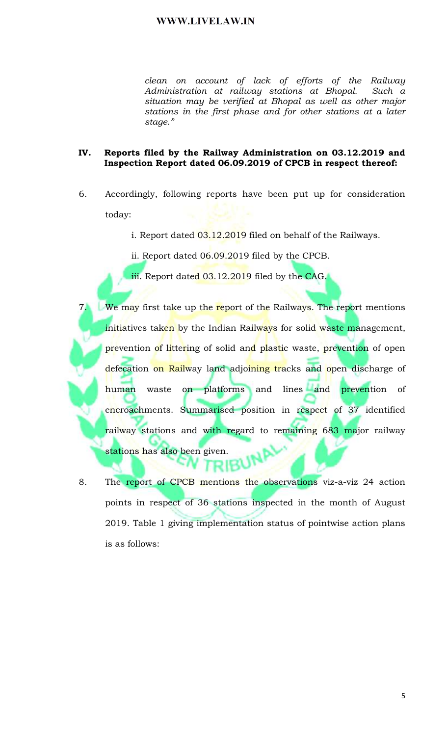*clean on account of lack of efforts of the Railway Administration at railway stations at Bhopal. Such a situation may be verified at Bhopal as well as other major stations in the first phase and for other stations at a later stage."*

**IV. Reports filed by the Railway Administration on 03.12.2019 and Inspection Report dated 06.09.2019 of CPCB in respect thereof:**

6. Accordingly, following reports have been put up for consideration today:

   i. Report dated 03.12.2019 filed on behalf of the Railways.

   ii. Report dated 06.09.2019 filed by the CPCB.

   iii. Report dated 03.12.2019 filed by the CAG.

7. We may first take up the report of the Railways. The report mentions initiatives taken by the Indian Railways for solid waste management, prevention of littering of solid and plastic waste, prevention of open defecation on Railway land adjoining tracks and open discharge of human waste on platforms and lines and prevention of encroachments. Summarised position in respect of 37 identified railway stations and with regard to remaining 683 major railway stations has also been given.

8. The report of CPCB mentions the observations viz-a-viz 24 action points in respect of 36 stations inspected in the month of August 2019. Table 1 giving implementation status of pointwise action plans is as follows: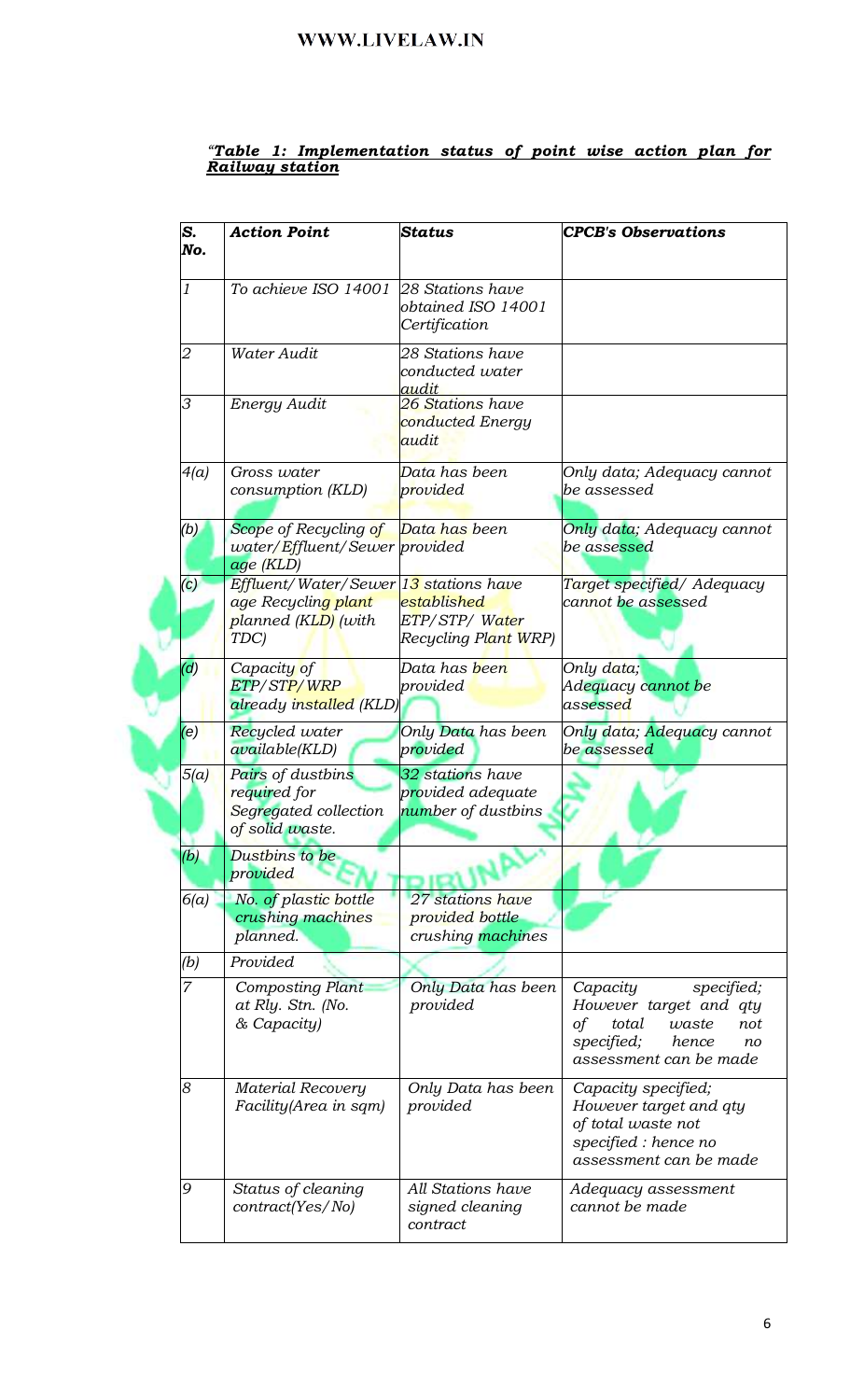*"**Table 1: Implementation status of point wise action plan for Railway station***

| *S. No.* | *Action Point* | *Status* | *CPCB's Observations* |
|---|---|---|---|
| *1* | *To achieve ISO 14001* | *28 Stations have obtained ISO 14001 Certification* | |
| *2* | *Water Audit* | *28 Stations have conducted water audit* | |
| *3* | *Energy Audit* | *26 Stations have conducted Energy audit* | |
| *4(a)* | *Gross water consumption (KLD)* | *Data has been provided* | *Only data; Adequacy cannot be assessed* |
| *(b)* | *Scope of Recycling of water/Effluent/Sewer age (KLD)* | *Data has been provided* | *Only data; Adequacy cannot be assessed* |
| *(c)* | *Effluent/Water/Sewer age Recycling plant planned (KLD) (with TDC)* | *13 stations have established ETP/STP/ Water Recycling Plant WRP)* | *Target specified/ Adequacy cannot be assessed* |
| *(d)* | *Capacity of ETP/STP/WRP already installed (KLD)* | *Data has been provided* | *Only data; Adequacy cannot be assessed* |
| *(e)* | *Recycled water available(KLD)* | *Only Data has been provided* | *Only data; Adequacy cannot be assessed* |
| *5(a)* | *Pairs of dustbins required for Segregated collection of solid waste.* | *32 stations have provided adequate number of dustbins* | |
| *(b)* | *Dustbins to be provided* | | |
| *6(a)* | *No. of plastic bottle crushing machines planned.* | *27 stations have provided bottle crushing machines* | |
| *(b)* | *Provided* | | |
| *7* | *Composting Plant at Rly. Stn. (No. & Capacity)* | *Only Data has been provided* | *Capacity specified; However target and qty of total waste not specified; hence no assessment can be made* |
| *8* | *Material Recovery Facility(Area in sqm)* | *Only Data has been provided* | *Capacity specified; However target and qty of total waste not specified : hence no assessment can be made* |
| *9* | *Status of cleaning contract(Yes/No)* | *All Stations have signed cleaning contract* | *Adequacy assessment cannot be made* |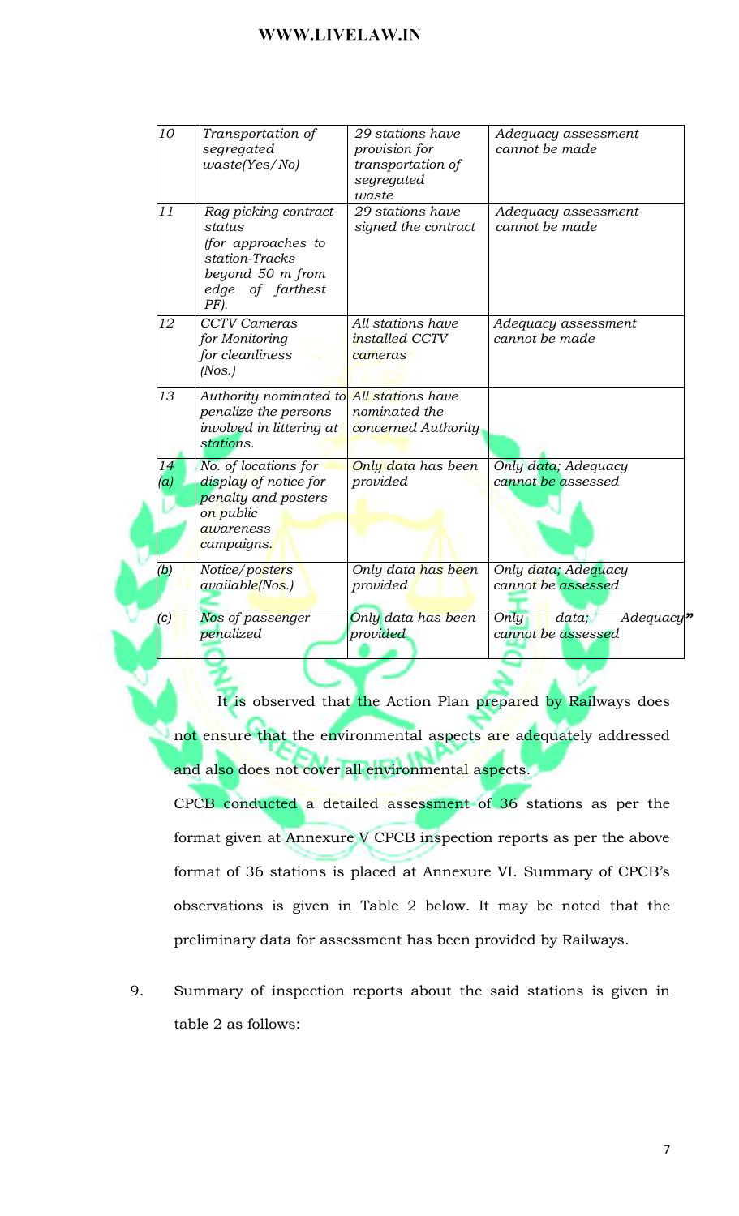| 10 | *Transportation of segregated waste(Yes/No)* | *29 stations have provision for transportation of segregated waste* | *Adequacy assessment cannot be made* |
|---|---|---|---|
| 11 | *Rag picking contract status (for approaches to station-Tracks beyond 50 m from edge of farthest PF).* | *29 stations have signed the contract* | *Adequacy assessment cannot be made* |
| 12 | *CCTV Cameras for Monitoring for cleanliness (Nos.)* | *All stations have installed CCTV cameras* | *Adequacy assessment cannot be made* |
| 13 | *Authority nominated to penalize the persons involved in littering at stations.* | *All stations have nominated the concerned Authority* | |
| 14 (a) | *No. of locations for display of notice for penalty and posters on public awareness campaigns.* | *Only data has been provided* | *Only data; Adequacy cannot be assessed* |
| (b) | *Notice/posters available(Nos.)* | *Only data has been provided* | *Only data; Adequacy cannot be assessed* |
| (c) | *Nos of passenger penalized* | *Only data has been provided* | *Only data; Adequacy cannot be assessed*" |

It is observed that the Action Plan prepared by Railways does not ensure that the environmental aspects are adequately addressed and also does not cover all environmental aspects.

CPCB conducted a detailed assessment of 36 stations as per the format given at Annexure V CPCB inspection reports as per the above format of 36 stations is placed at Annexure VI. Summary of CPCB's observations is given in Table 2 below. It may be noted that the preliminary data for assessment has been provided by Railways.

9. Summary of inspection reports about the said stations is given in table 2 as follows: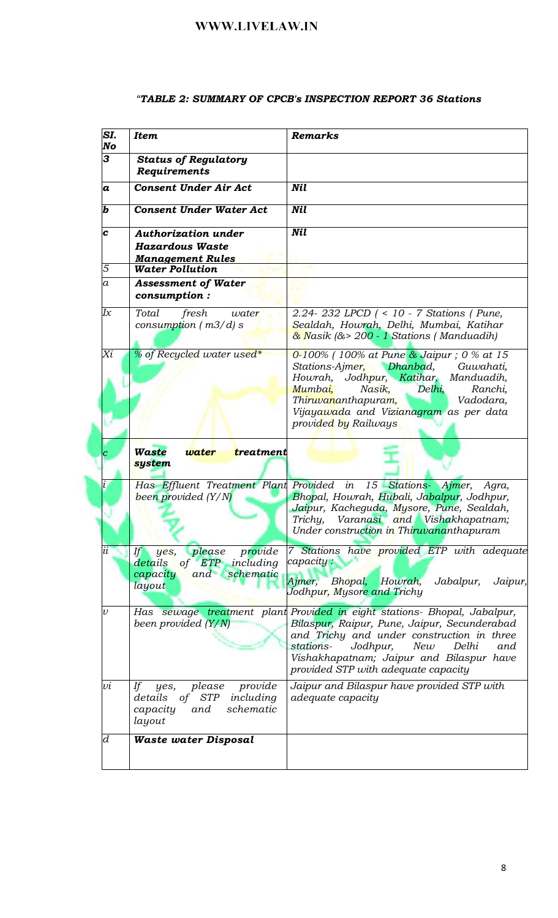*"TABLE 2: SUMMARY OF CPCB's INSPECTION REPORT 36 Stations*

| *Sl. No* | *Item* | *Remarks* |
|---|---|---|
| ***3*** | ***Status of Regulatory Requirements*** | |
| ***a*** | ***Consent Under Air Act*** | ***Nil*** |
| ***b*** | ***Consent Under Water Act*** | ***Nil*** |
| ***c*** | ***Authorization under Hazardous Waste Management Rules*** | ***Nil*** |
| *5* | ***Water Pollution*** | |
| *a* | ***Assessment of Water consumption :*** | |
| *Ix* | *Total fresh water consumption ( m3/d) s* | *2.24- 232 LPCD ( < 10 - 7 Stations ( Pune, Sealdah, Howrah, Delhi, Mumbai, Katihar & Nasik (&> 200 - 1 Stations ( Manduadih)* |
| *Xi* | *% of Recycled water used\** | *0-100% ( 100% at Pune & Jaipur ; 0 % at 15 Stations-Ajmer, Dhanbad, Guwahati, Howrah, Jodhpur, Katihar, Manduadih, Mumbai, Nasik, Delhi, Ranchi, Thiruvananthapuram, Vadodara, Vijayawada and Vizianagram as per data provided by Railways* |
| *c* | ***Waste water treatment system*** | |
| *i* | *Has Effluent Treatment Plant been provided (Y/N)* | *Provided in 15 Stations- Ajmer, Agra, Bhopal, Howrah, Hubali, Jabalpur, Jodhpur, Jaipur, Kacheguda, Mysore, Pune, Sealdah, Trichy, Varanasi and Vishakhapatnam; Under construction in Thiruvananthapuram* |
| *ii* | *If yes, please provide details of ETP including capacity and schematic layout* | *7 Stations have provided ETP with adequate capacity :* *Ajmer, Bhopal, Howrah, Jabalpur, Jaipur, Jodhpur, Mysore and Trichy* |
| *v* | *Has sewage treatment plant been provided (Y/N)* | *Provided in eight stations- Bhopal, Jabalpur, Bilaspur, Raipur, Pune, Jaipur, Secunderabad and Trichy and under construction in three stations- Jodhpur, New Delhi and Vishakhapatnam; Jaipur and Bilaspur have provided STP with adequate capacity* |
| *vi* | *If yes, please provide details of STP including capacity and schematic layout* | *Jaipur and Bilaspur have provided STP with adequate capacity* |
| *d* | ***Waste water Disposal*** | |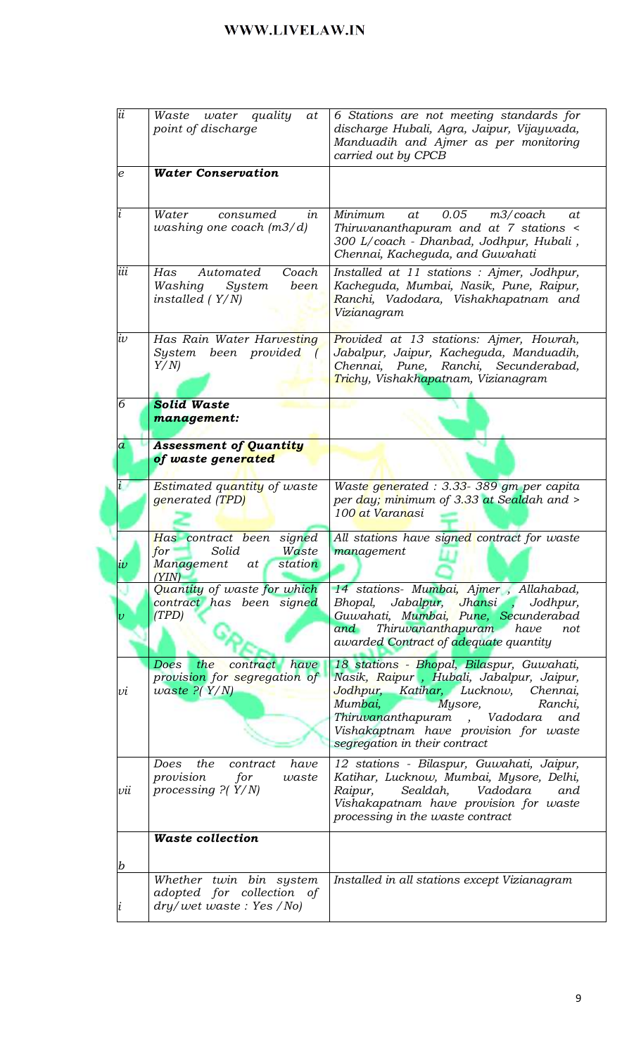| | | |
|---|---|---|
| ii | *Waste water quality at point of discharge* | *6 Stations are not meeting standards for discharge Hubali, Agra, Jaipur, Vijaywada, Manduadih and Ajmer as per monitoring carried out by CPCB* |
| e | ***Water Conservation*** | |
| i | *Water consumed in washing one coach (m3/d)* | *Minimum at 0.05 m3/coach at Thiruvananthapuram and at 7 stations < 300 L/coach - Dhanbad, Jodhpur, Hubali , Chennai, Kacheguda, and Guwahati* |
| iii | *Has Automated Coach Washing System been installed ( Y/N)* | *Installed at 11 stations : Ajmer, Jodhpur, Kacheguda, Mumbai, Nasik, Pune, Raipur, Ranchi, Vadodara, Vishakhapatnam and Vizianagram* |
| iv | *Has Rain Water Harvesting System been provided ( Y/N)* | *Provided at 13 stations: Ajmer, Howrah, Jabalpur, Jaipur, Kacheguda, Manduadih, Chennai, Pune, Ranchi, Secunderabad, Trichy, Vishakhapatnam, Vizianagram* |
| 6 | ***Solid Waste management:*** | |
| a | ***Assessment of Quantity of waste generated*** | |
| i | *Estimated quantity of waste generated (TPD)* | *Waste generated : 3.33- 389 gm per capita per day; minimum of 3.33 at Sealdah and > 100 at Varanasi* |
| iv | *Has contract been signed for Solid Waste Management at station (YIN)* | *All stations have signed contract for waste management* |
| v | *Quantity of waste for which contract has been signed (TPD)* | *14 stations- Mumbai, Ajmer , Allahabad, Bhopal, Jabalpur, Jhansi , Jodhpur, Guwahati, Mumbai, Pune, Secunderabad and Thiruvananthapuram have not awarded Contract of adequate quantity* |
| vi | *Does the contract have provision for segregation of waste ?( Y/N)* | *18 stations - Bhopal, Bilaspur, Guwahati, Nasik, Raipur , Hubali, Jabalpur, Jaipur, Jodhpur, Katihar, Lucknow, Chennai, Mumbai, Mysore, Ranchi, Thiruvananthapuram , Vadodara and Vishakaptnam have provision for waste segregation in their contract* |
| vii | *Does the contract have provision for waste processing ?( Y/N)* | *12 stations - Bilaspur, Guwahati, Jaipur, Katihar, Lucknow, Mumbai, Mysore, Delhi, Raipur, Sealdah, Vadodara and Vishakapatnam have provision for waste processing in the waste contract* |
| b | ***Waste collection*** | |
| i | *Whether twin bin system adopted for collection of dry/wet waste : Yes /No)* | *Installed in all stations except Vizianagram* |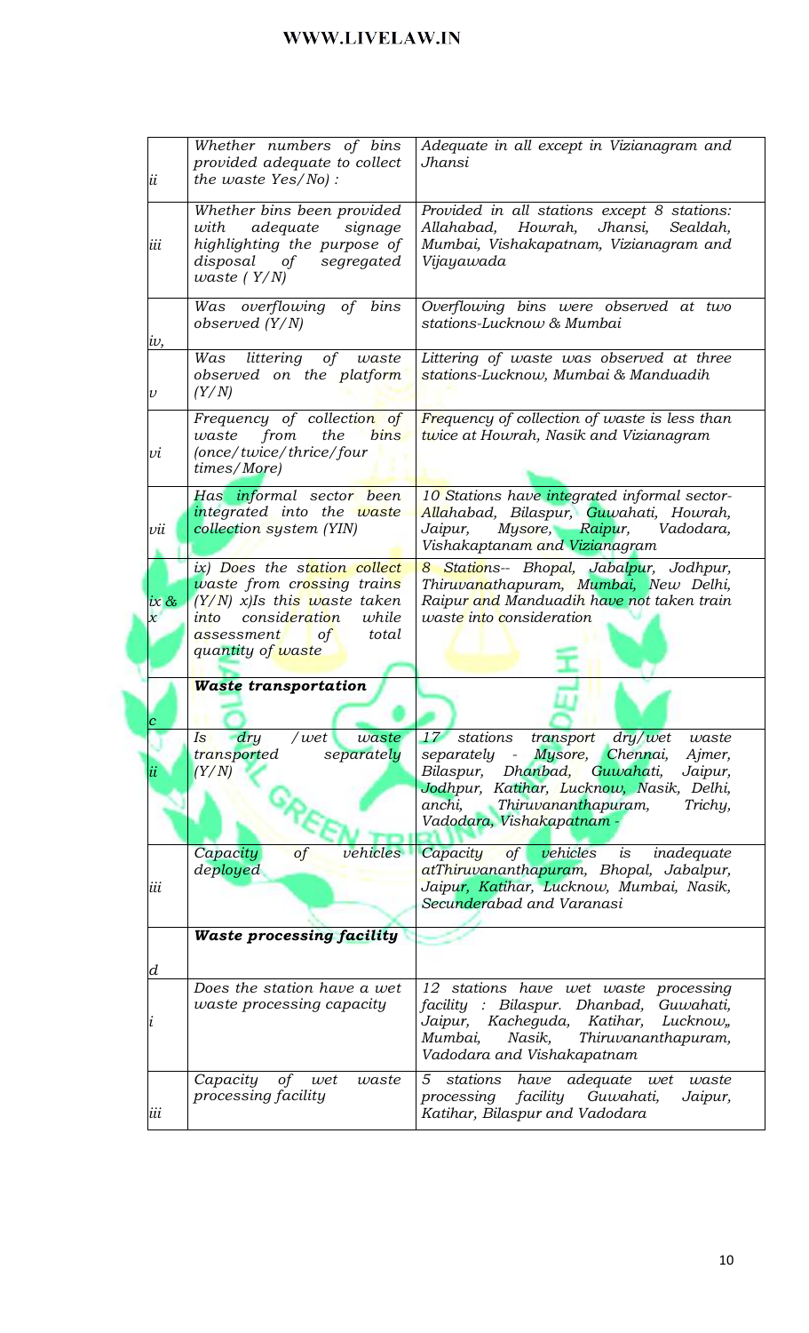| | | |
|---|---|---|
| ii | *Whether numbers of bins provided adequate to collect the waste Yes/No) :* | *Adequate in all except in Vizianagram and Jhansi* |
| iii | *Whether bins been provided with adequate signage highlighting the purpose of disposal of segregated waste ( Y/N)* | *Provided in all stations except 8 stations: Allahabad, Howrah, Jhansi, Sealdah, Mumbai, Vishakapatnam, Vizianagram and Vijayawada* |
| iv, | *Was overflowing of bins observed (Y/N)* | *Overflowing bins were observed at two stations-Lucknow & Mumbai* |
| v | *Was littering of waste observed on the platform (Y/N)* | *Littering of waste was observed at three stations-Lucknow, Mumbai & Manduadih* |
| vi | *Frequency of collection of waste from the bins (once/twice/thrice/four times/More)* | *Frequency of collection of waste is less than twice at Howrah, Nasik and Vizianagram* |
| vii | *Has informal sector been integrated into the waste collection system (YIN)* | *10 Stations have integrated informal sector- Allahabad, Bilaspur, Guwahati, Howrah, Jaipur, Mysore, Raipur, Vadodara, Vishakaptanam and Vizianagram* |
| ix & x | *ix) Does the station collect waste from crossing trains (Y/N) x)Is this waste taken into consideration while assessment of total quantity of waste* | *8 Stations-- Bhopal, Jabalpur, Jodhpur, Thiruvanathapuram, Mumbai, New Delhi, Raipur and Manduadih have not taken train waste into consideration* |
| c | ***Waste transportation*** | |
| ii | *Is dry /wet waste transported separately (Y/N)* | *17 stations transport dry/wet waste separately - Mysore, Chennai, Ajmer, Bilaspur, Dhanbad, Guwahati, Jaipur, Jodhpur, Katihar, Lucknow, Nasik, Delhi, anchi, Thiruvananthapuram, Trichy, Vadodara, Vishakapatnam -* |
| iii | *Capacity of vehicles deployed* | *Capacity of vehicles is inadequate atThiruvananthapuram, Bhopal, Jabalpur, Jaipur, Katihar, Lucknow, Mumbai, Nasik, Secunderabad and Varanasi* |
| d | ***Waste processing facility*** | |
| i | *Does the station have a wet waste processing capacity* | *12 stations have wet waste processing facility : Bilaspur. Dhanbad, Guwahati, Jaipur, Kacheguda, Katihar, Lucknow,, Mumbai, Nasik, Thiruvananthapuram, Vadodara and Vishakapatnam* |
| iii | *Capacity of wet waste processing facility* | *5 stations have adequate wet waste processing facility Guwahati, Jaipur, Katihar, Bilaspur and Vadodara* |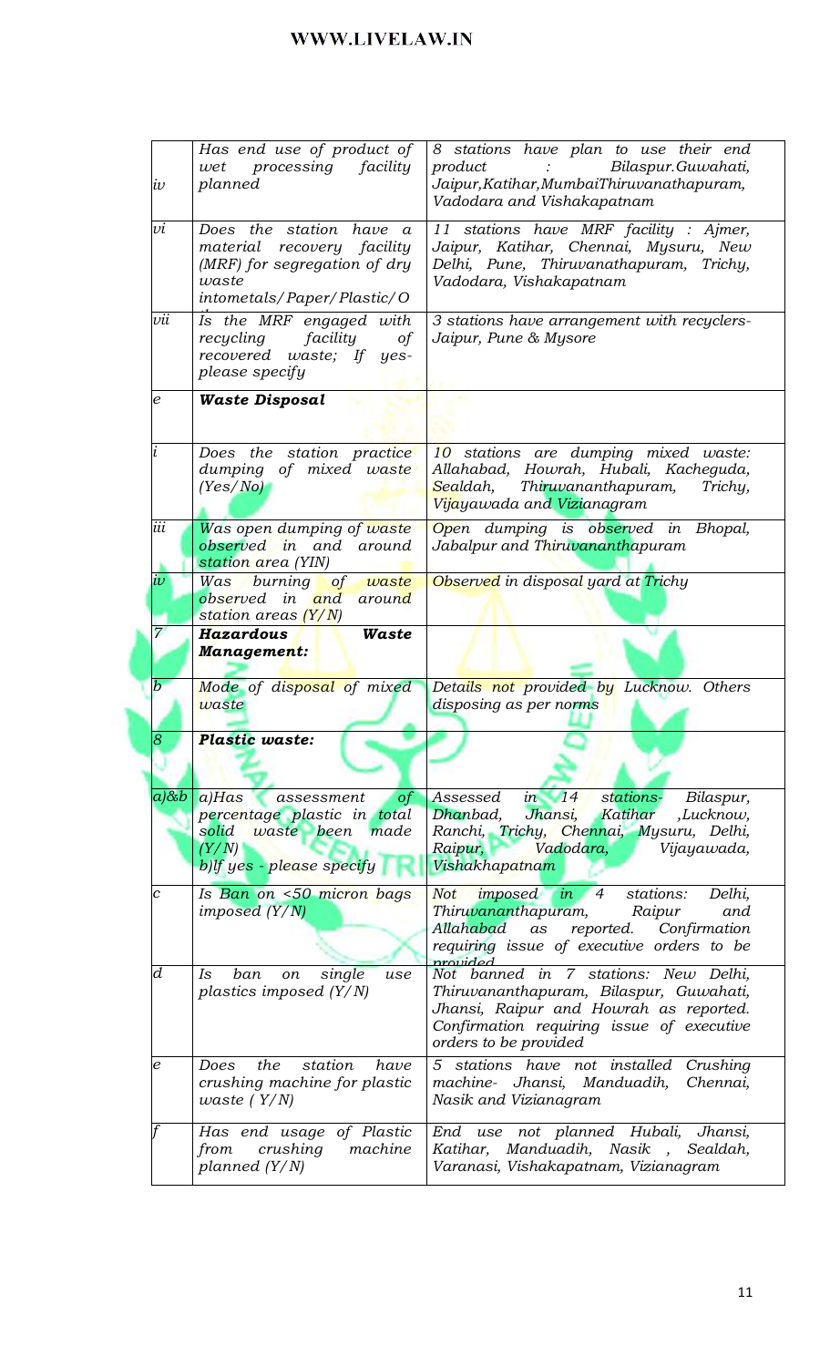| | | |
|---|---|---|
| iv | *Has end use of product of wet processing facility planned* | *8 stations have plan to use their end product : Bilaspur.Guwahati, Jaipur,Katihar,MumbaiThiruvanathapuram, Vadodara and Vishakapatnam* |
| vi | *Does the station have a material recovery facility (MRF) for segregation of dry waste intometals/Paper/Plastic/O* | *11 stations have MRF facility : Ajmer, Jaipur, Katihar, Chennai, Mysuru, New Delhi, Pune, Thiruvanathapuram, Trichy, Vadodara, Vishakapatnam* |
| vii | *Is the MRF engaged with recycling facility of recovered waste; If yes-please specify* | *3 stations have arrangement with recyclers- Jaipur, Pune & Mysore* |
| e | ***Waste Disposal*** | |
| i | *Does the station practice dumping of mixed waste (Yes/No)* | *10 stations are dumping mixed waste: Allahabad, Howrah, Hubali, Kacheguda, Sealdah, Thiruvananthapuram, Trichy, Vijayawada and Vizianagram* |
| iii | *Was open dumping of waste observed in and around station area (YIN)* | *Open dumping is observed in Bhopal, Jabalpur and Thiruvananthapuram* |
| iv | *Was burning of waste observed in and around station areas (Y/N)* | *Observed in disposal yard at Trichy* |
| 7 | ***Hazardous Waste Management:*** | |
| b | *Mode of disposal of mixed waste* | *Details not provided by Lucknow. Others disposing as per norms* |
| 8 | ***Plastic waste:*** | |
| a)&b | *a)Has assessment of percentage plastic in total solid waste been made (Y/N)*<br>*b)If yes - please specify* | *Assessed in 14 stations- Bilaspur, Dhanbad, Jhansi, Katihar ,Lucknow, Ranchi, Trichy, Chennai, Mysuru, Delhi, Raipur, Vadodara, Vijayawada, Vishakhapatnam* |
| c | *Is Ban on <50 micron bags imposed (Y/N)* | *Not imposed in 4 stations: Delhi, Thiruvananthapuram, Raipur and Allahabad as reported. Confirmation requiring issue of executive orders to be provided* |
| d | *Is ban on single use plastics imposed (Y/N)* | *Not banned in 7 stations: New Delhi, Thiruvananthapuram, Bilaspur, Guwahati, Jhansi, Raipur and Howrah as reported. Confirmation requiring issue of executive orders to be provided* |
| e | *Does the station have crushing machine for plastic waste ( Y/N)* | *5 stations have not installed Crushing machine- Jhansi, Manduadih, Chennai, Nasik and Vizianagram* |
| f | *Has end usage of Plastic from crushing machine planned (Y/N)* | *End use not planned Hubali, Jhansi, Katihar, Manduadih, Nasik , Sealdah, Varanasi, Vishakapatnam, Vizianagram* |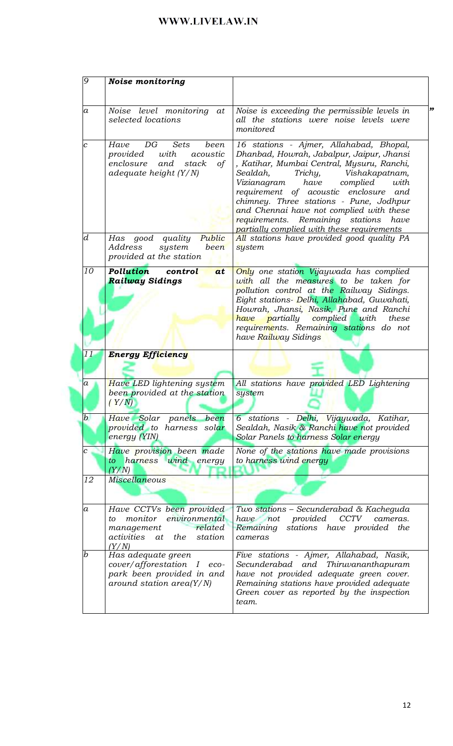| | | |
|---|---|---|
| 9 | ***Noise monitoring*** | |
| a | *Noise level monitoring at selected locations* | *Noise is exceeding the permissible levels in all the stations were noise levels were monitored* |
| c | *Have DG Sets been provided with acoustic enclosure and stack of adequate height (Y/N)* | *16 stations - Ajmer, Allahabad, Bhopal, Dhanbad, Howrah, Jabalpur, Jaipur, Jhansi , Katihar, Mumbai Central, Mysuru, Ranchi, Sealdah, Trichy, Vishakapatnam, Vizianagram have complied with requirement of acoustic enclosure and chimney. Three stations - Pune, Jodhpur and Chennai have not complied with these requirements. Remaining stations have partially complied with these requirements* |
| d | *Has good quality Public Address system been provided at the station* | *All stations have provided good quality PA system* |
| 10 | ***Pollution control at Railway Sidings*** | *Only one station Vijaywada has complied with all the measures to be taken for pollution control at the Railway Sidings. Eight stations- Delhi, Allahabad, Guwahati, Howrah, Jhansi, Nasik, Pune and Ranchi have partially complied with these requirements. Remaining stations do not have Railway Sidings* |
| 11 | ***Energy Efficiency*** | |
| a | *Have LED lightening system been provided at the station ( Y/N)* | *All stations have provided LED Lightening system* |
| b | *Have Solar panels been provided to harness solar energy (YIN)* | *6 stations - Delhi, Vijaywada, Katihar, Sealdah, Nasik & Ranchi have not provided Solar Panels to harness Solar energy* |
| c | *Have provision been made to harness wind energy (Y/N)* | *None of the stations have made provisions to harness wind energy* |
| 12 | *Miscellaneous* | |
| a | *Have CCTVs been provided to monitor environmental management related activities at the station (Y/N)* | *Two stations – Secunderabad & Kacheguda have not provided CCTV cameras. Remaining stations have provided the cameras* |
| b | *Has adequate green cover/afforestation I eco-park been provided in and around station area(Y/N)* | *Five stations - Ajmer, Allahabad, Nasik, Secunderabad and Thiruvananthapuram have not provided adequate green cover. Remaining stations have provided adequate Green cover as reported by the inspection team.* |

"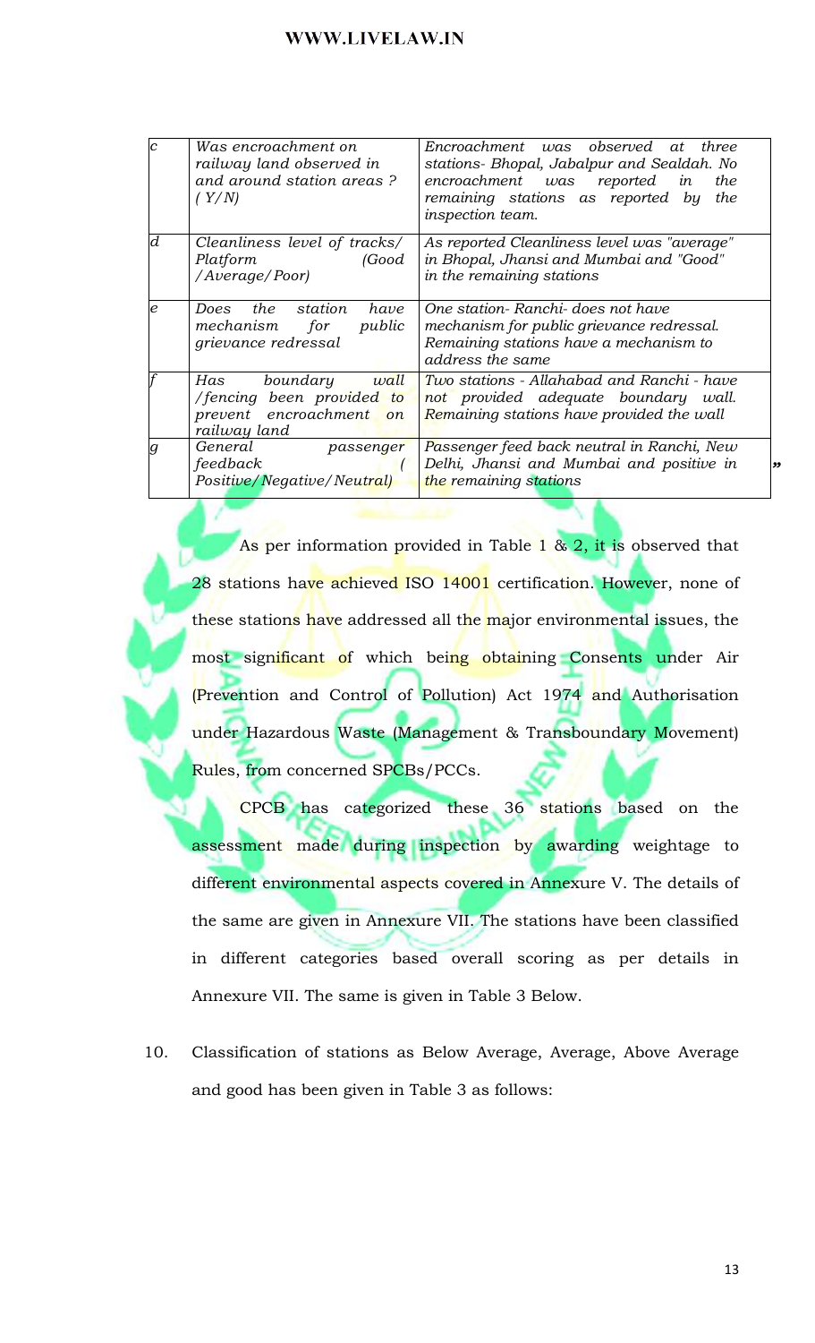| c | *Was encroachment on railway land observed in and around station areas ? (Y/N)* | *Encroachment was observed at three stations- Bhopal, Jabalpur and Sealdah. No encroachment was reported in the remaining stations as reported by the inspection team.* |
|---|---|---|
| d | *Cleanliness level of tracks/ Platform (Good /Average/Poor)* | *As reported Cleanliness level was "average" in Bhopal, Jhansi and Mumbai and "Good" in the remaining stations* |
| e | *Does the station have mechanism for public grievance redressal* | *One station- Ranchi- does not have mechanism for public grievance redressal. Remaining stations have a mechanism to address the same* |
| f | *Has boundary wall /fencing been provided to prevent encroachment on railway land* | *Two stations - Allahabad and Ranchi - have not provided adequate boundary wall. Remaining stations have provided the wall* |
| g | *General passenger feedback (Positive/Negative/Neutral)* | *Passenger feed back neutral in Ranchi, New Delhi, Jhansi and Mumbai and positive in the remaining stations* |

"

As per information provided in Table 1 & 2, it is observed that 28 stations have achieved ISO 14001 certification. However, none of these stations have addressed all the major environmental issues, the most significant of which being obtaining Consents under Air (Prevention and Control of Pollution) Act 1974 and Authorisation under Hazardous Waste (Management & Transboundary Movement) Rules, from concerned SPCBs/PCCs.

CPCB has categorized these 36 stations based on the assessment made during inspection by awarding weightage to different environmental aspects covered in Annexure V. The details of the same are given in Annexure VII. The stations have been classified in different categories based overall scoring as per details in Annexure VII. The same is given in Table 3 Below.

10. Classification of stations as Below Average, Average, Above Average and good has been given in Table 3 as follows: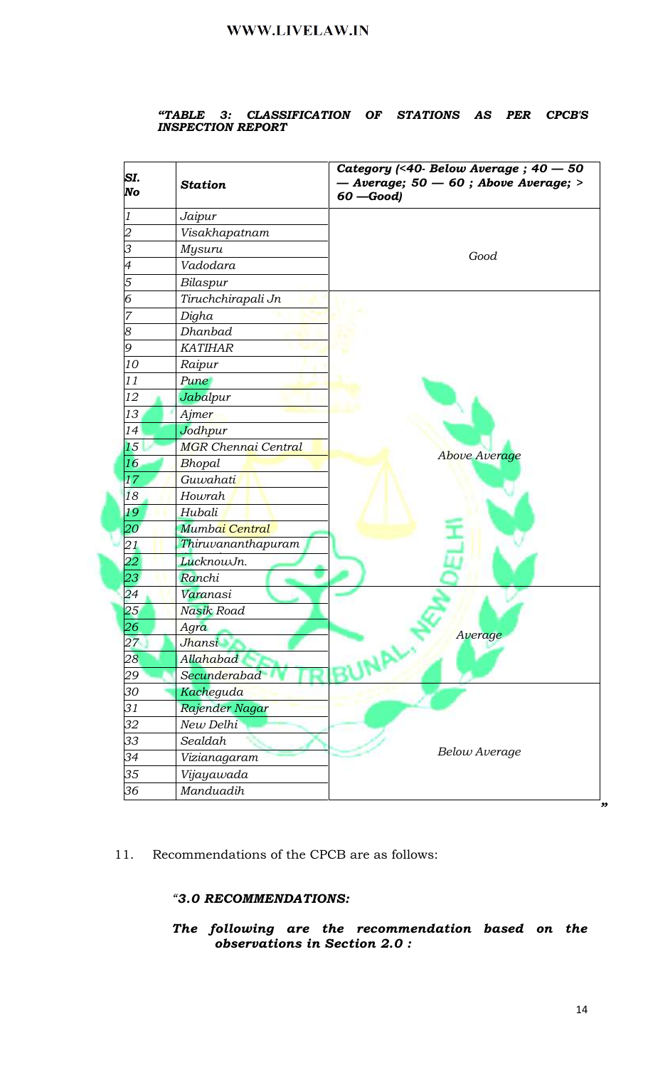*"TABLE 3: CLASSIFICATION OF STATIONS AS PER CPCB'S INSPECTION REPORT*

| *SI. No* | *Station* | *Category (<40- Below Average ; 40 — 50 — Average; 50 — 60 ; Above Average; > 60 —Good)* |
|---|---|---|
| *1* | *Jaipur* | *Good* |
| *2* | *Visakhapatnam* | |
| *3* | *Mysuru* | |
| *4* | *Vadodara* | |
| *5* | *Bilaspur* | |
| *6* | *Tiruchchirapali Jn* | *Above Average* |
| *7* | *Digha* | |
| *8* | *Dhanbad* | |
| *9* | *KATIHAR* | |
| *10* | *Raipur* | |
| *11* | *Pune* | |
| *12* | *Jabalpur* | |
| *13* | *Ajmer* | |
| *14* | *Jodhpur* | |
| *15* | *MGR Chennai Central* | |
| *16* | *Bhopal* | |
| *17* | *Guwahati* | |
| *18* | *Howrah* | |
| *19* | *Hubali* | |
| *20* | *Mumbai Central* | |
| *21* | *Thiruvananthapuram* | |
| *22* | *LucknowJn.* | |
| *23* | *Ranchi* | |
| *24* | *Varanasi* | *Average* |
| *25* | *Nasik Road* | |
| *26* | *Agra* | |
| *27* | *Jhansi* | |
| *28* | *Allahabad* | |
| *29* | *Secunderabad* | |
| *30* | *Kacheguda* | *Below Average* |
| *31* | *Rajender Nagar* | |
| *32* | *New Delhi* | |
| *33* | *Sealdah* | |
| *34* | *Vizianagaram* | |
| *35* | *Vijayawada* | |
| *36* | *Manduadih* | |

"

11. Recommendations of the CPCB are as follows:

*"**3.0 RECOMMENDATIONS:***

***The following are the recommendation based on the observations in Section 2.0 :***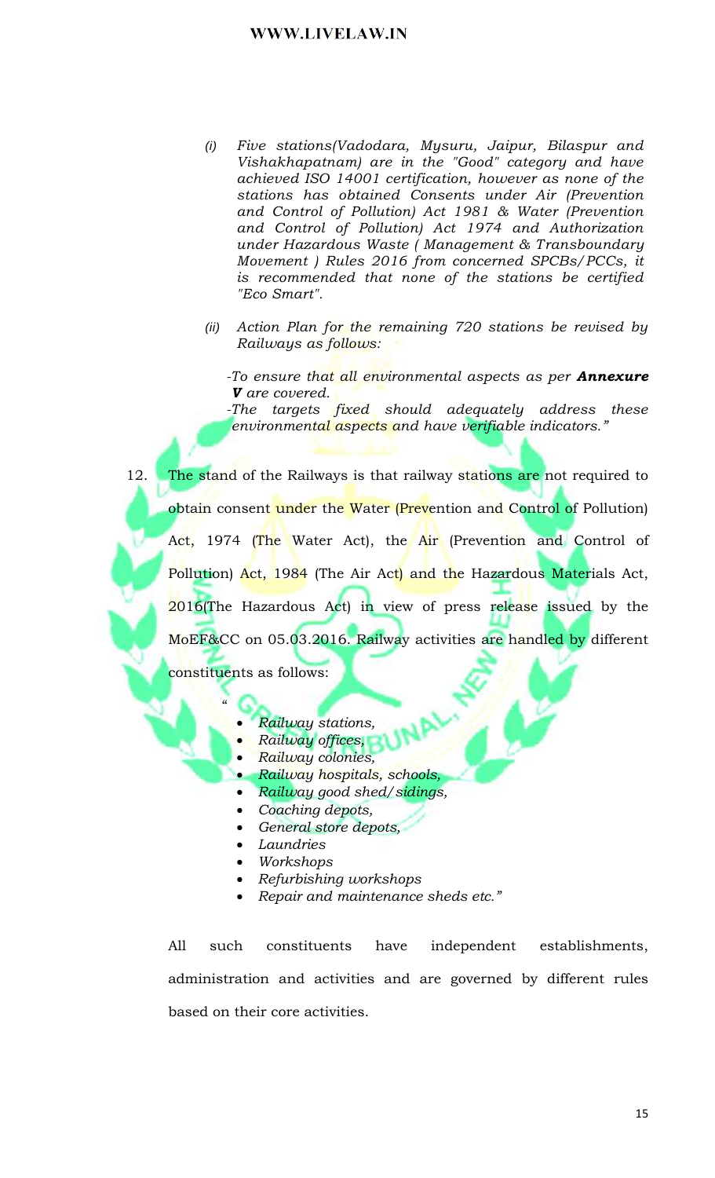*(i) Five stations(Vadodara, Mysuru, Jaipur, Bilaspur and Vishakhapatnam) are in the "Good" category and have achieved ISO 14001 certification, however as none of the stations has obtained Consents under Air (Prevention and Control of Pollution) Act 1981 & Water (Prevention and Control of Pollution) Act 1974 and Authorization under Hazardous Waste ( Management & Transboundary Movement ) Rules 2016 from concerned SPCBs/PCCs, it is recommended that none of the stations be certified "Eco Smart".*

*(ii) Action Plan for the remaining 720 stations be revised by Railways as follows:*

*-To ensure that all environmental aspects as per **Annexure V** are covered.*
*-The targets fixed should adequately address these environmental aspects and have verifiable indicators."*

12. The stand of the Railways is that railway stations are not required to obtain consent under the Water (Prevention and Control of Pollution) Act, 1974 (The Water Act), the Air (Prevention and Control of Pollution) Act, 1984 (The Air Act) and the Hazardous Materials Act, 2016(The Hazardous Act) in view of press release issued by the MoEF&CC on 05.03.2016. Railway activities are handled by different constituents as follows:

"
- *Railway stations,*
- *Railway offices,*
- *Railway colonies,*
- *Railway hospitals, schools,*
- *Railway good shed/sidings,*
- *Coaching depots,*
- *General store depots,*
- *Laundries*
- *Workshops*
- *Refurbishing workshops*
- *Repair and maintenance sheds etc."*

All such constituents have independent establishments, administration and activities and are governed by different rules based on their core activities.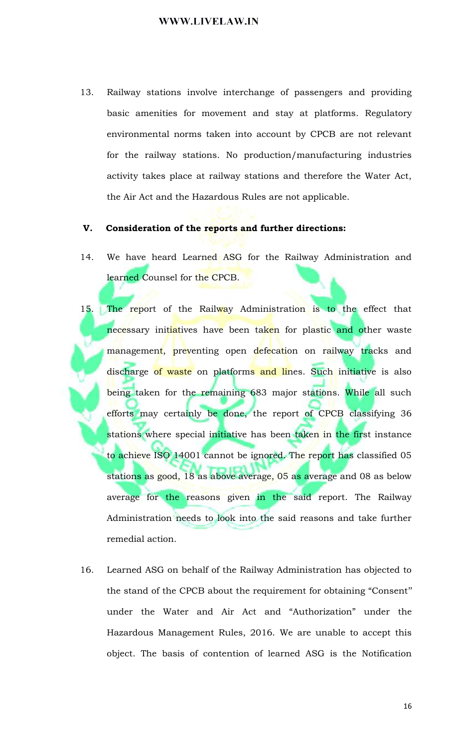13. Railway stations involve interchange of passengers and providing basic amenities for movement and stay at platforms. Regulatory environmental norms taken into account by CPCB are not relevant for the railway stations. No production/manufacturing industries activity takes place at railway stations and therefore the Water Act, the Air Act and the Hazardous Rules are not applicable.

### V. Consideration of the reports and further directions:

14. We have heard Learned ASG for the Railway Administration and learned Counsel for the CPCB.

15. The report of the Railway Administration is to the effect that necessary initiatives have been taken for plastic and other waste management, preventing open defecation on railway tracks and discharge of waste on platforms and lines. Such initiative is also being taken for the remaining 683 major stations. While all such efforts may certainly be done, the report of CPCB classifying 36 stations where special initiative has been taken in the first instance to achieve ISO 14001 cannot be ignored. The report has classified 05 stations as good, 18 as above average, 05 as average and 08 as below average for the reasons given in the said report. The Railway Administration needs to look into the said reasons and take further remedial action.

16. Learned ASG on behalf of the Railway Administration has objected to the stand of the CPCB about the requirement for obtaining "Consent" under the Water and Air Act and "Authorization" under the Hazardous Management Rules, 2016. We are unable to accept this object. The basis of contention of learned ASG is the Notification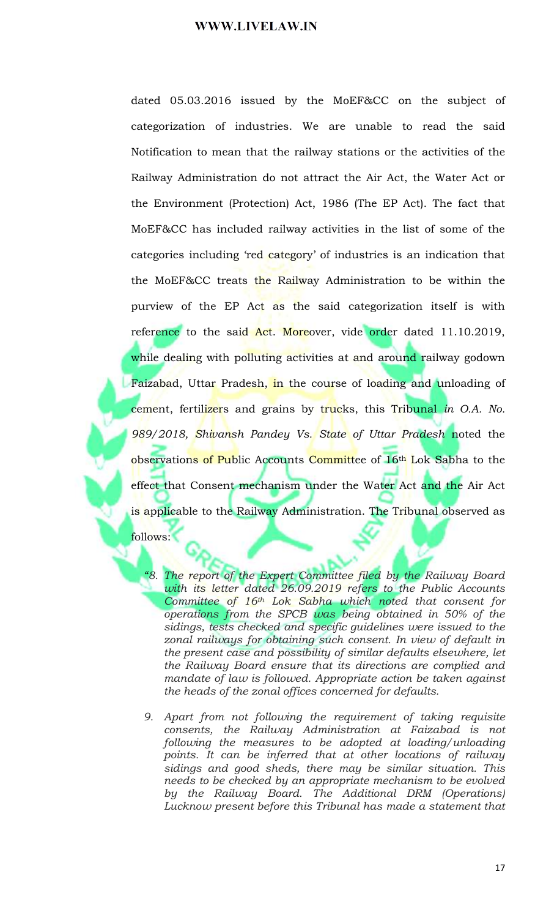dated 05.03.2016 issued by the MoEF&CC on the subject of categorization of industries. We are unable to read the said Notification to mean that the railway stations or the activities of the Railway Administration do not attract the Air Act, the Water Act or the Environment (Protection) Act, 1986 (The EP Act). The fact that MoEF&CC has included railway activities in the list of some of the categories including 'red category' of industries is an indication that the MoEF&CC treats the Railway Administration to be within the purview of the EP Act as the said categorization itself is with reference to the said Act. Moreover, vide order dated 11.10.2019, while dealing with polluting activities at and around railway godown Faizabad, Uttar Pradesh, in the course of loading and unloading of cement, fertilizers and grains by trucks, this Tribunal *in O.A. No. 989/2018, Shivansh Pandey Vs. State of Uttar Pradesh* noted the observations of Public Accounts Committee of 16th Lok Sabha to the effect that Consent mechanism under the Water Act and the Air Act is applicable to the Railway Administration. The Tribunal observed as follows:

> *"8. The report of the Expert Committee filed by the Railway Board with its letter dated 26.09.2019 refers to the Public Accounts Committee of 16th Lok Sabha which noted that consent for operations from the SPCB was being obtained in 50% of the sidings, tests checked and specific guidelines were issued to the zonal railways for obtaining such consent. In view of default in the present case and possibility of similar defaults elsewhere, let the Railway Board ensure that its directions are complied and mandate of law is followed. Appropriate action be taken against the heads of the zonal offices concerned for defaults.*
>
> *9. Apart from not following the requirement of taking requisite consents, the Railway Administration at Faizabad is not following the measures to be adopted at loading/unloading points. It can be inferred that at other locations of railway sidings and good sheds, there may be similar situation. This needs to be checked by an appropriate mechanism to be evolved by the Railway Board. The Additional DRM (Operations) Lucknow present before this Tribunal has made a statement that*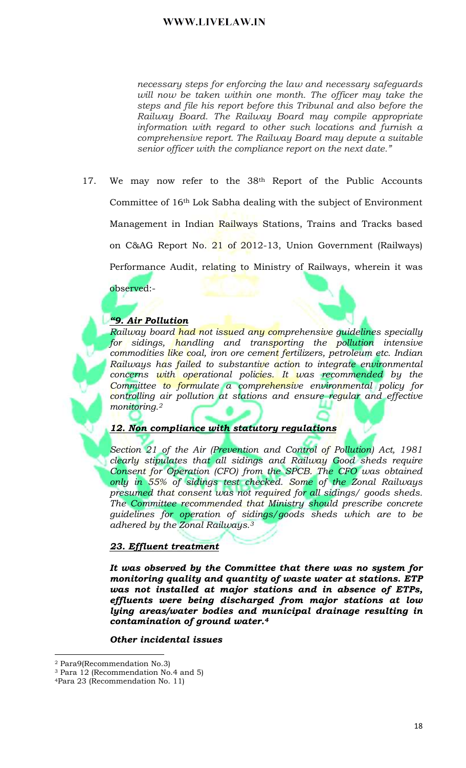*necessary steps for enforcing the law and necessary safeguards will now be taken within one month. The officer may take the steps and file his report before this Tribunal and also before the Railway Board. The Railway Board may compile appropriate information with regard to other such locations and furnish a comprehensive report. The Railway Board may depute a suitable senior officer with the compliance report on the next date."*

17. We may now refer to the 38th Report of the Public Accounts Committee of 16th Lok Sabha dealing with the subject of Environment Management in Indian Railways Stations, Trains and Tracks based on C&AG Report No. 21 of 2012-13, Union Government (Railways) Performance Audit, relating to Ministry of Railways, wherein it was observed:-

***"9. Air Pollution***

*Railway board had not issued any comprehensive guidelines specially for sidings, handling and transporting the pollution intensive commodities like coal, iron ore cement fertilizers, petroleum etc. Indian Railways has failed to substantive action to integrate environmental concerns with operational policies. It was recommended by the Committee to formulate a comprehensive environmental policy for controlling air pollution at stations and ensure regular and effective monitoring.*[2]

***12. Non compliance with statutory regulations***

*Section 21 of the Air (Prevention and Control of Pollution) Act, 1981 clearly stipulates that all sidings and Railway Good sheds require Consent for Operation (CFO) from the SPCB. The CFO was obtained only in 55% of sidings test checked. Some of the Zonal Railways presumed that consent was not required for all sidings/ goods sheds. The Committee recommended that Ministry should prescribe concrete guidelines for operation of sidings/goods sheds which are to be adhered by the Zonal Railways.*[3]

***23. Effluent treatment***

***It was observed by the Committee that there was no system for monitoring quality and quantity of waste water at stations. ETP was not installed at major stations and in absence of ETPs, effluents were being discharged from major stations at low lying areas/water bodies and municipal drainage resulting in contamination of ground water.***[4]

***Other incidental issues***

---

[2] Para9(Recommendation No.3)

[3] Para 12 (Recommendation No.4 and 5)

[4] Para 23 (Recommendation No. 11)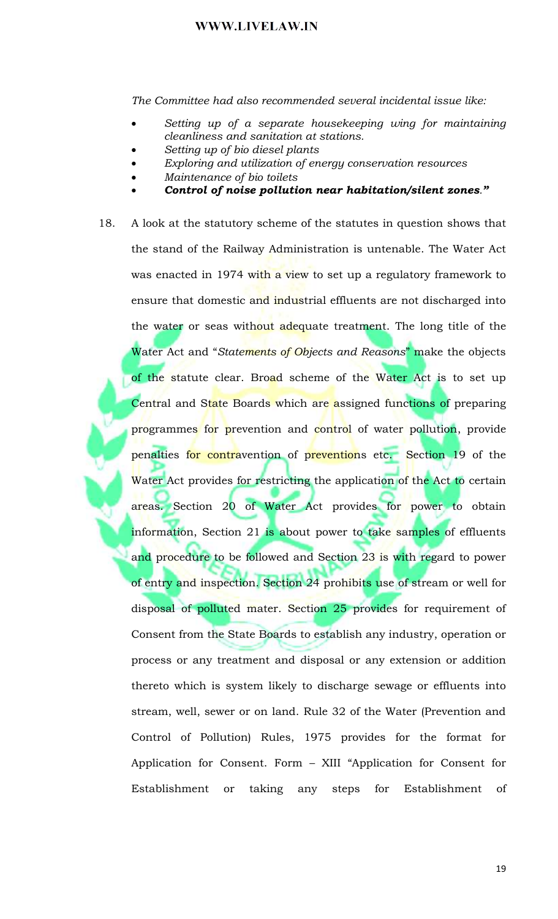*The Committee had also recommended several incidental issue like:*

- *Setting up of a separate housekeeping wing for maintaining cleanliness and sanitation at stations.*
- *Setting up of bio diesel plants*
- *Exploring and utilization of energy conservation resources*
- *Maintenance of bio toilets*
- ***Control of noise pollution near habitation/silent zones.”***

18. A look at the statutory scheme of the statutes in question shows that the stand of the Railway Administration is untenable. The Water Act was enacted in 1974 with a view to set up a regulatory framework to ensure that domestic and industrial effluents are not discharged into the water or seas without adequate treatment. The long title of the Water Act and “*Statements of Objects and Reasons*” make the objects of the statute clear. Broad scheme of the Water Act is to set up Central and State Boards which are assigned functions of preparing programmes for prevention and control of water pollution, provide penalties for contravention of preventions etc. Section 19 of the Water Act provides for restricting the application of the Act to certain areas. Section 20 of Water Act provides for power to obtain information, Section 21 is about power to take samples of effluents and procedure to be followed and Section 23 is with regard to power of entry and inspection. Section 24 prohibits use of stream or well for disposal of polluted mater. Section 25 provides for requirement of Consent from the State Boards to establish any industry, operation or process or any treatment and disposal or any extension or addition thereto which is system likely to discharge sewage or effluents into stream, well, sewer or on land. Rule 32 of the Water (Prevention and Control of Pollution) Rules, 1975 provides for the format for Application for Consent. Form – XIII “Application for Consent for Establishment or taking any steps for Establishment of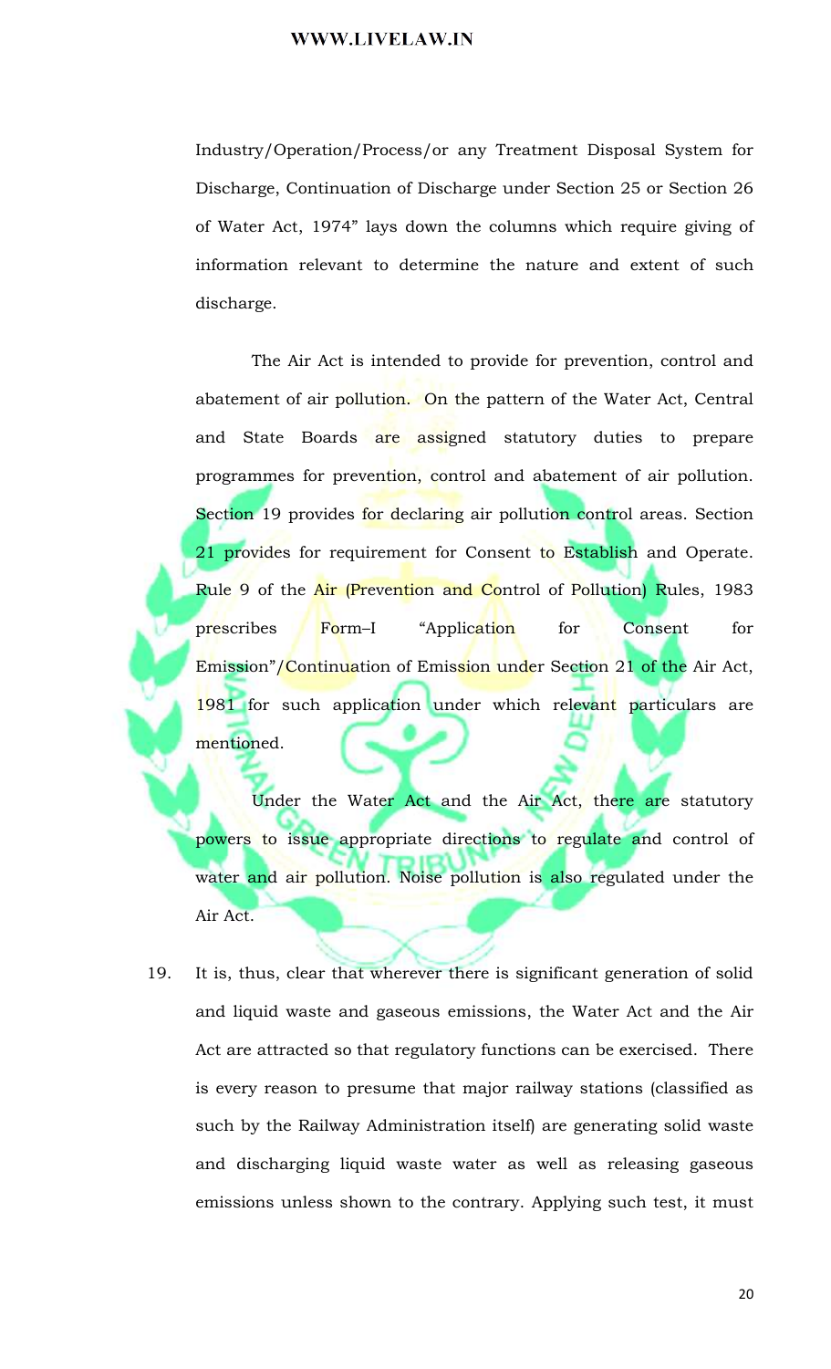Industry/Operation/Process/or any Treatment Disposal System for Discharge, Continuation of Discharge under Section 25 or Section 26 of Water Act, 1974" lays down the columns which require giving of information relevant to determine the nature and extent of such discharge.

The Air Act is intended to provide for prevention, control and abatement of air pollution. On the pattern of the Water Act, Central and State Boards are assigned statutory duties to prepare programmes for prevention, control and abatement of air pollution. Section 19 provides for declaring air pollution control areas. Section 21 provides for requirement for Consent to Establish and Operate. Rule 9 of the Air (Prevention and Control of Pollution) Rules, 1983 prescribes Form–I "Application for Consent for Emission"/Continuation of Emission under Section 21 of the Air Act, 1981 for such application under which relevant particulars are mentioned.

Under the Water Act and the Air Act, there are statutory powers to issue appropriate directions to regulate and control of water and air pollution. Noise pollution is also regulated under the Air Act.

19. It is, thus, clear that wherever there is significant generation of solid and liquid waste and gaseous emissions, the Water Act and the Air Act are attracted so that regulatory functions can be exercised. There is every reason to presume that major railway stations (classified as such by the Railway Administration itself) are generating solid waste and discharging liquid waste water as well as releasing gaseous emissions unless shown to the contrary. Applying such test, it must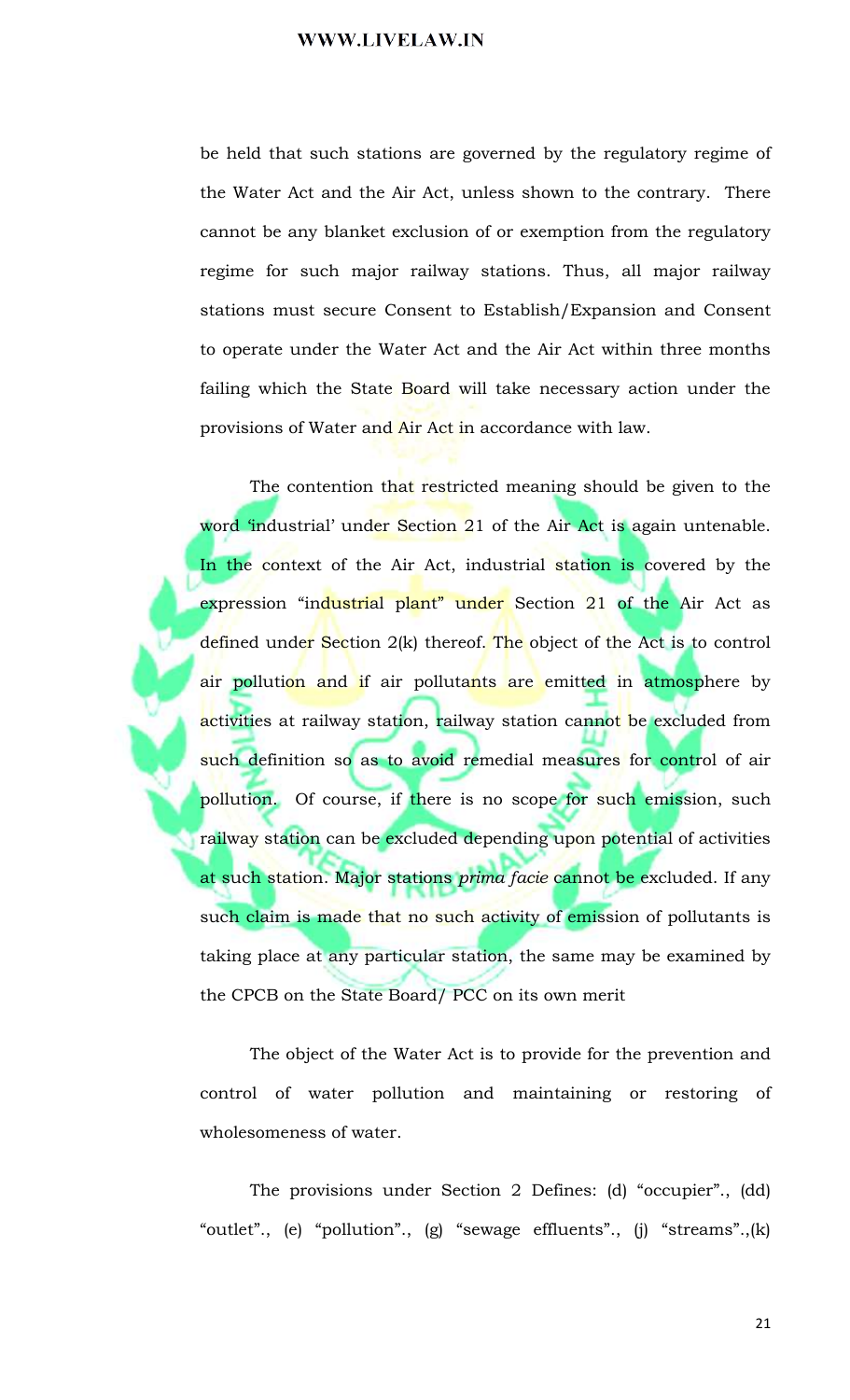be held that such stations are governed by the regulatory regime of the Water Act and the Air Act, unless shown to the contrary. There cannot be any blanket exclusion of or exemption from the regulatory regime for such major railway stations. Thus, all major railway stations must secure Consent to Establish/Expansion and Consent to operate under the Water Act and the Air Act within three months failing which the State Board will take necessary action under the provisions of Water and Air Act in accordance with law.

The contention that restricted meaning should be given to the word 'industrial' under Section 21 of the Air Act is again untenable. In the context of the Air Act, industrial station is covered by the expression "industrial plant" under Section 21 of the Air Act as defined under Section 2(k) thereof. The object of the Act is to control air pollution and if air pollutants are emitted in atmosphere by activities at railway station, railway station cannot be excluded from such definition so as to avoid remedial measures for control of air pollution. Of course, if there is no scope for such emission, such railway station can be excluded depending upon potential of activities at such station. Major stations *prima facie* cannot be excluded. If any such claim is made that no such activity of emission of pollutants is taking place at any particular station, the same may be examined by the CPCB on the State Board/ PCC on its own merit

The object of the Water Act is to provide for the prevention and control of water pollution and maintaining or restoring of wholesomeness of water.

The provisions under Section 2 Defines: (d) "occupier"., (dd) "outlet"., (e) "pollution"., (g) "sewage effluents"., (j) "streams".,(k)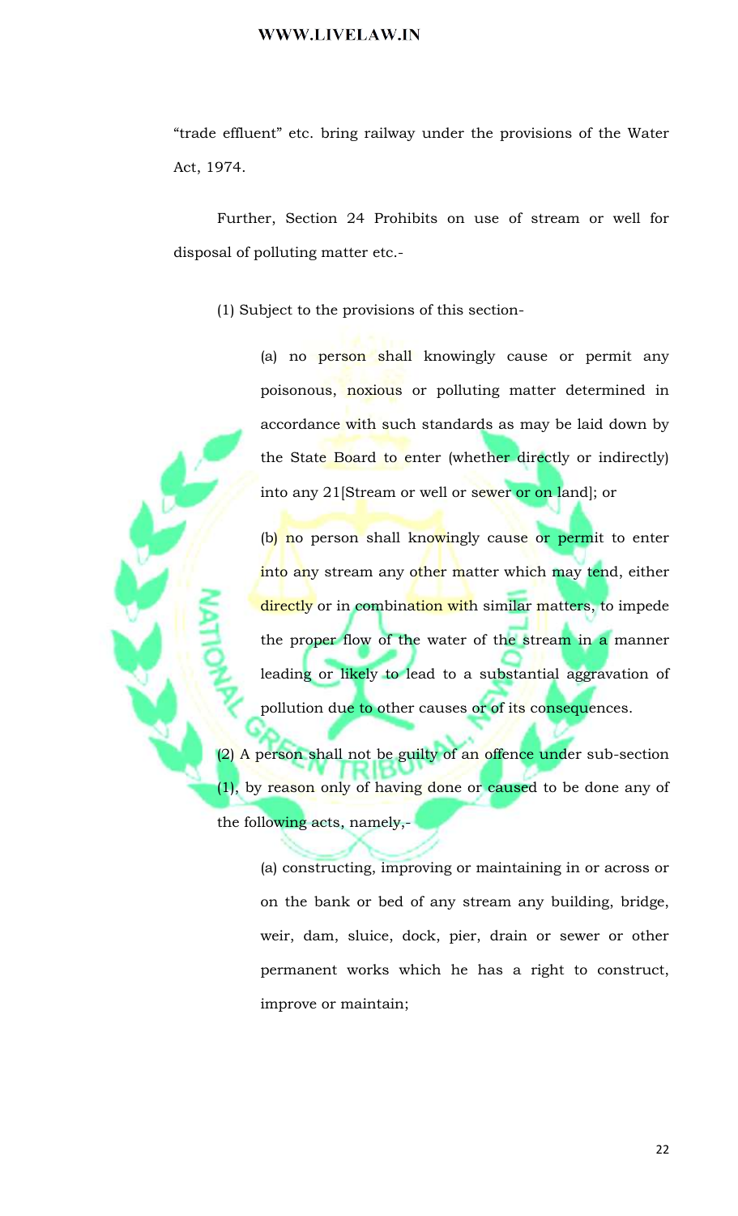"trade effluent" etc. bring railway under the provisions of the Water Act, 1974.

Further, Section 24 Prohibits on use of stream or well for disposal of polluting matter etc.-

(1) Subject to the provisions of this section-

> (a) no person shall knowingly cause or permit any poisonous, noxious or polluting matter determined in accordance with such standards as may be laid down by the State Board to enter (whether directly or indirectly) into any 21[Stream or well or sewer or on land]; or
>
> (b) no person shall knowingly cause or permit to enter into any stream any other matter which may tend, either directly or in combination with similar matters, to impede the proper flow of the water of the stream in a manner leading or likely to lead to a substantial aggravation of pollution due to other causes or of its consequences.

(2) A person shall not be guilty of an offence under sub-section (1), by reason only of having done or caused to be done any of the following acts, namely,-

> (a) constructing, improving or maintaining in or across or on the bank or bed of any stream any building, bridge, weir, dam, sluice, dock, pier, drain or sewer or other permanent works which he has a right to construct, improve or maintain;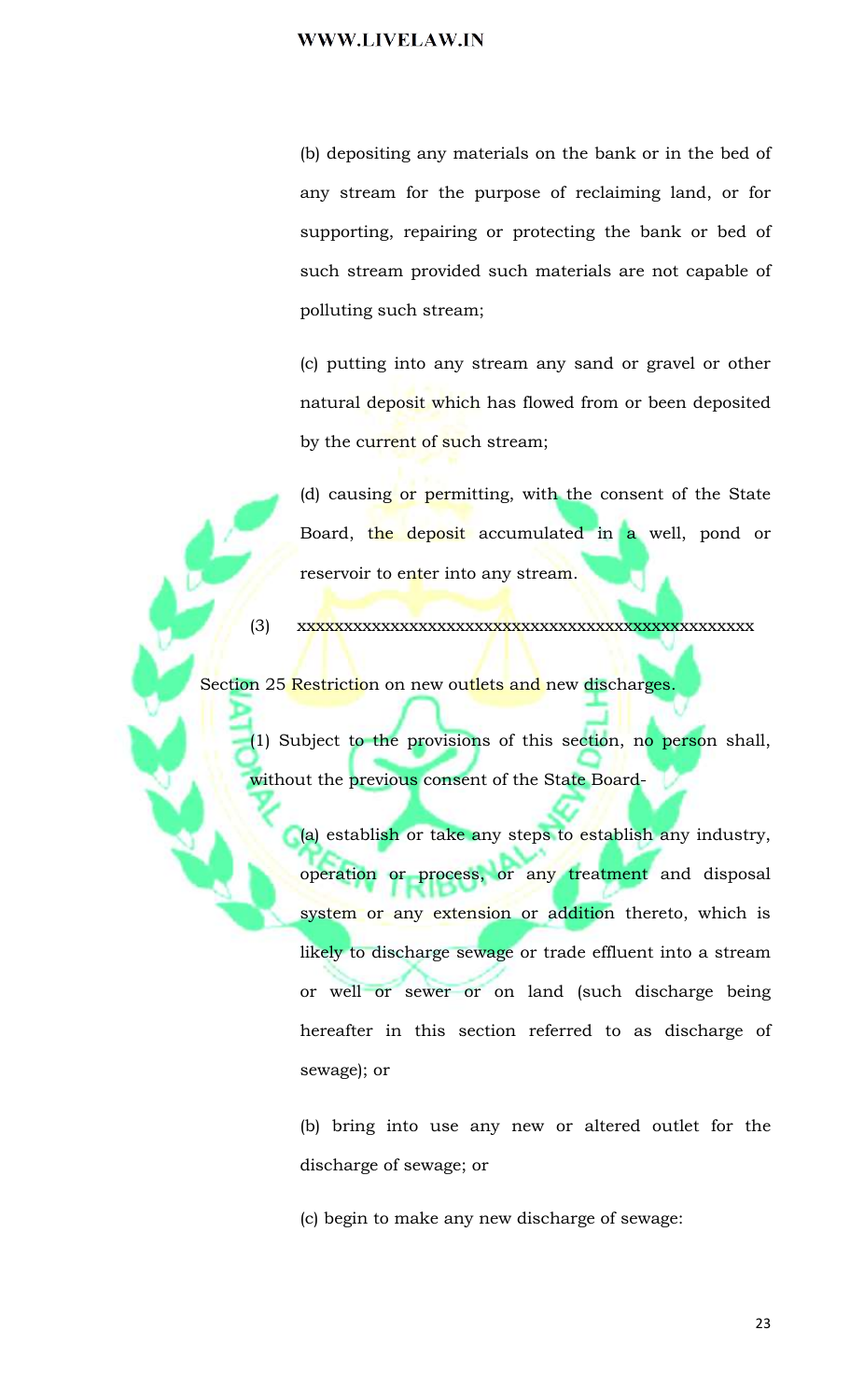(b) depositing any materials on the bank or in the bed of any stream for the purpose of reclaiming land, or for supporting, repairing or protecting the bank or bed of such stream provided such materials are not capable of polluting such stream;

(c) putting into any stream any sand or gravel or other natural deposit which has flowed from or been deposited by the current of such stream;

(d) causing or permitting, with the consent of the State Board, the deposit accumulated in a well, pond or reservoir to enter into any stream.

(3) xxxxxxxxxxxxxxxxxxxxxxxxxxxxxxxxxxxxxxxxxxxxxxxxx

Section 25 Restriction on new outlets and new discharges.

(1) Subject to the provisions of this section, no person shall, without the previous consent of the State Board-

(a) establish or take any steps to establish any industry, operation or process, or any treatment and disposal system or any extension or addition thereto, which is likely to discharge sewage or trade effluent into a stream or well or sewer or on land (such discharge being hereafter in this section referred to as discharge of sewage); or

(b) bring into use any new or altered outlet for the discharge of sewage; or

(c) begin to make any new discharge of sewage: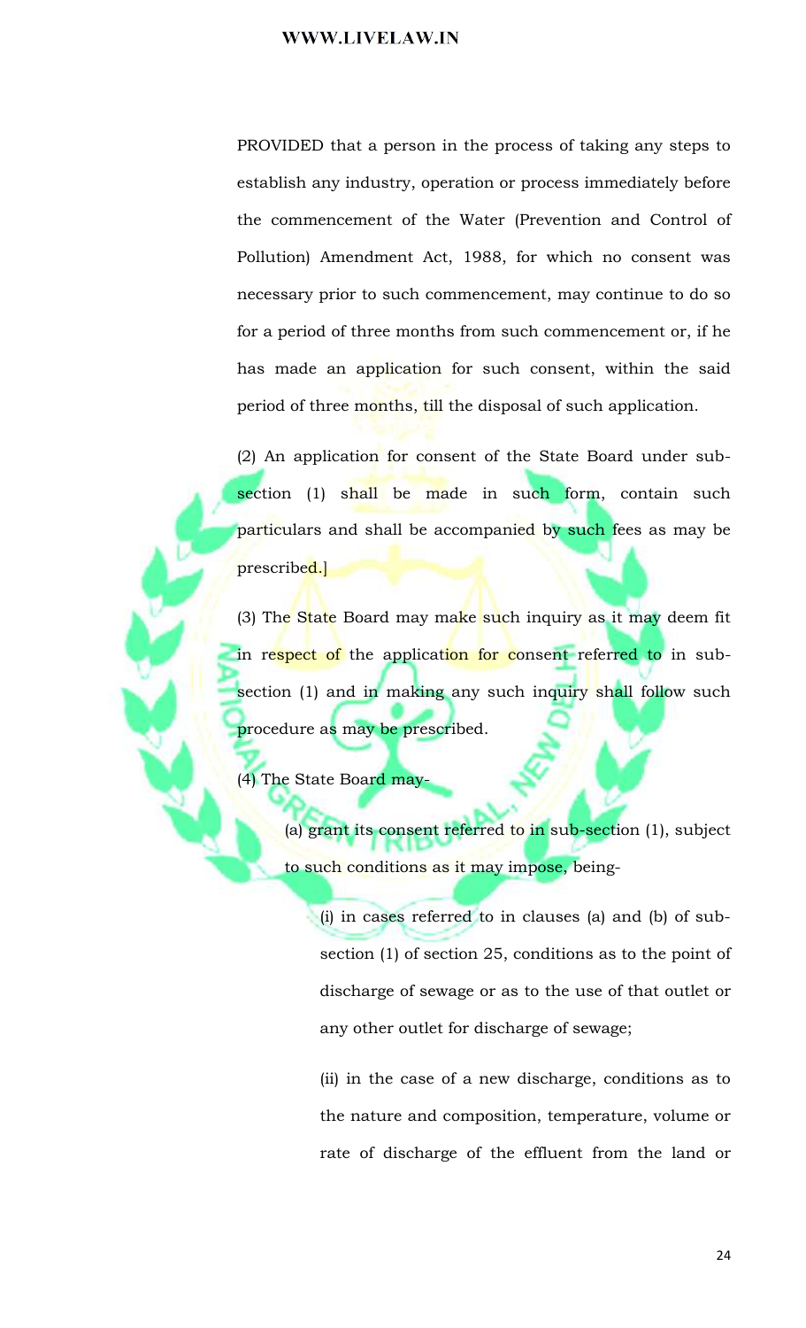PROVIDED that a person in the process of taking any steps to establish any industry, operation or process immediately before the commencement of the Water (Prevention and Control of Pollution) Amendment Act, 1988, for which no consent was necessary prior to such commencement, may continue to do so for a period of three months from such commencement or, if he has made an application for such consent, within the said period of three months, till the disposal of such application.

(2) An application for consent of the State Board under sub-section (1) shall be made in such form, contain such particulars and shall be accompanied by such fees as may be prescribed.]

(3) The State Board may make such inquiry as it may deem fit in respect of the application for consent referred to in sub-section (1) and in making any such inquiry shall follow such procedure as may be prescribed.

(4) The State Board may-

> (a) grant its consent referred to in sub-section (1), subject to such conditions as it may impose, being-
>
> > (i) in cases referred to in clauses (a) and (b) of sub-section (1) of section 25, conditions as to the point of discharge of sewage or as to the use of that outlet or any other outlet for discharge of sewage;
> >
> > (ii) in the case of a new discharge, conditions as to the nature and composition, temperature, volume or rate of discharge of the effluent from the land or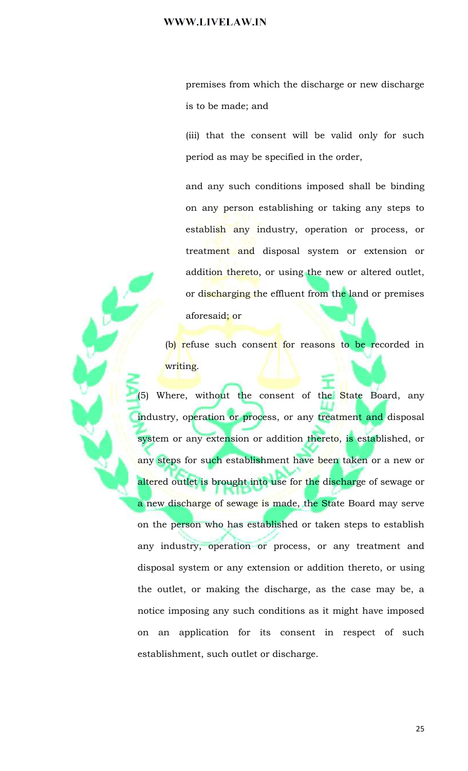premises from which the discharge or new discharge is to be made; and

(iii) that the consent will be valid only for such period as may be specified in the order,

and any such conditions imposed shall be binding on any person establishing or taking any steps to establish any industry, operation or process, or treatment and disposal system or extension or addition thereto, or using the new or altered outlet, or discharging the effluent from the land or premises aforesaid; or

(b) refuse such consent for reasons to be recorded in writing.

(5) Where, without the consent of the State Board, any industry, operation or process, or any treatment and disposal system or any extension or addition thereto, is established, or any steps for such establishment have been taken or a new or altered outlet is brought into use for the discharge of sewage or a new discharge of sewage is made, the State Board may serve on the person who has established or taken steps to establish any industry, operation or process, or any treatment and disposal system or any extension or addition thereto, or using the outlet, or making the discharge, as the case may be, a notice imposing any such conditions as it might have imposed on an application for its consent in respect of such establishment, such outlet or discharge.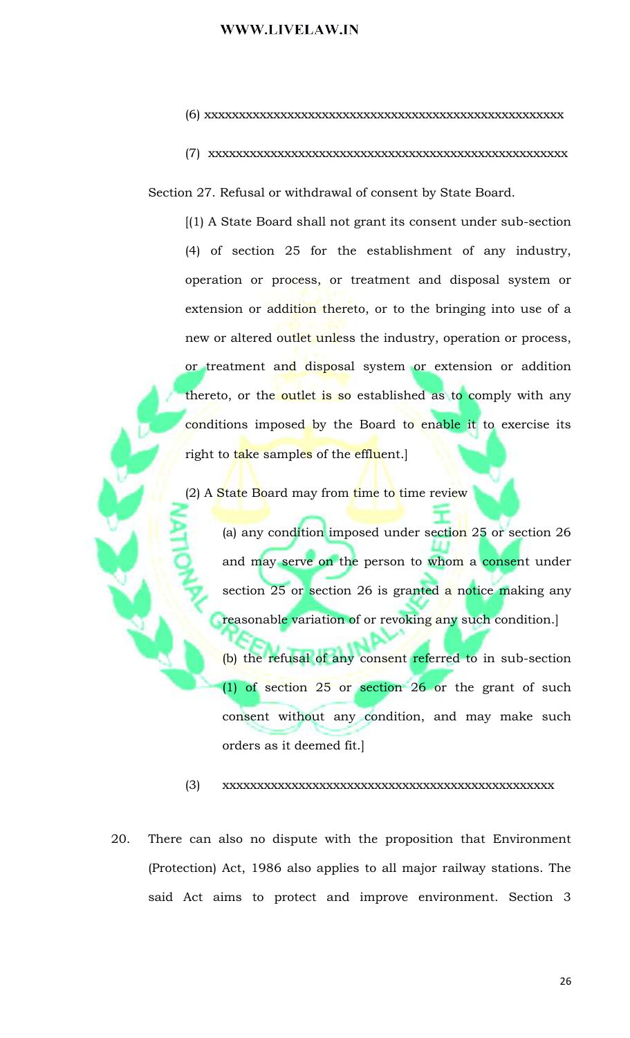(6) xxxxxxxxxxxxxxxxxxxxxxxxxxxxxxxxxxxxxxxxxxxxxxxxxxxxxx

(7) xxxxxxxxxxxxxxxxxxxxxxxxxxxxxxxxxxxxxxxxxxxxxxxxxxxxxx

Section 27. Refusal or withdrawal of consent by State Board.

[(1) A State Board shall not grant its consent under sub-section (4) of section 25 for the establishment of any industry, operation or process, or treatment and disposal system or extension or addition thereto, or to the bringing into use of a new or altered outlet unless the industry, operation or process, or treatment and disposal system or extension or addition thereto, or the outlet is so established as to comply with any conditions imposed by the Board to enable it to exercise its right to take samples of the effluent.]

(2) A State Board may from time to time review

(a) any condition imposed under section 25 or section 26 and may serve on the person to whom a consent under section 25 or section 26 is granted a notice making any reasonable variation of or revoking any such condition.]

(b) the refusal of any consent referred to in sub-section (1) of section 25 or section 26 or the grant of such consent without any condition, and may make such orders as it deemed fit.]

(3) xxxxxxxxxxxxxxxxxxxxxxxxxxxxxxxxxxxxxxxxxxxxxxxxx

20. There can also no dispute with the proposition that Environment (Protection) Act, 1986 also applies to all major railway stations. The said Act aims to protect and improve environment. Section 3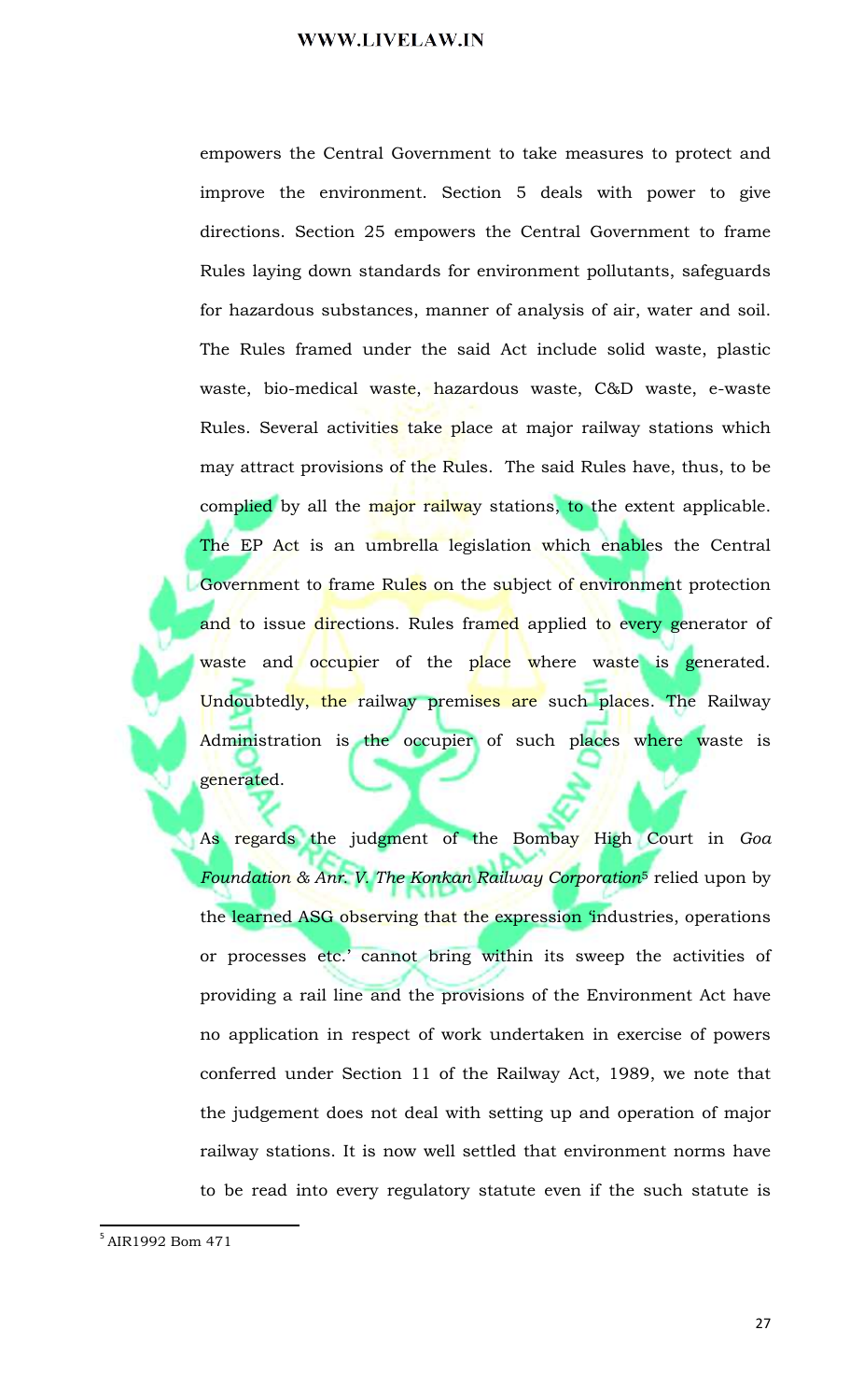empowers the Central Government to take measures to protect and improve the environment. Section 5 deals with power to give directions. Section 25 empowers the Central Government to frame Rules laying down standards for environment pollutants, safeguards for hazardous substances, manner of analysis of air, water and soil. The Rules framed under the said Act include solid waste, plastic waste, bio-medical waste, hazardous waste, C&D waste, e-waste Rules. Several activities take place at major railway stations which may attract provisions of the Rules. The said Rules have, thus, to be complied by all the major railway stations, to the extent applicable. The EP Act is an umbrella legislation which enables the Central Government to frame Rules on the subject of environment protection and to issue directions. Rules framed applied to every generator of waste and occupier of the place where waste is generated. Undoubtedly, the railway premises are such places. The Railway Administration is the occupier of such places where waste is generated.

As regards the judgment of the Bombay High Court in *Goa Foundation & Anr. V. The Konkan Railway Corporation*[5] relied upon by the learned ASG observing that the expression 'industries, operations or processes etc.' cannot bring within its sweep the activities of providing a rail line and the provisions of the Environment Act have no application in respect of work undertaken in exercise of powers conferred under Section 11 of the Railway Act, 1989, we note that the judgement does not deal with setting up and operation of major railway stations. It is now well settled that environment norms have to be read into every regulatory statute even if the such statute is

[5] AIR1992 Bom 471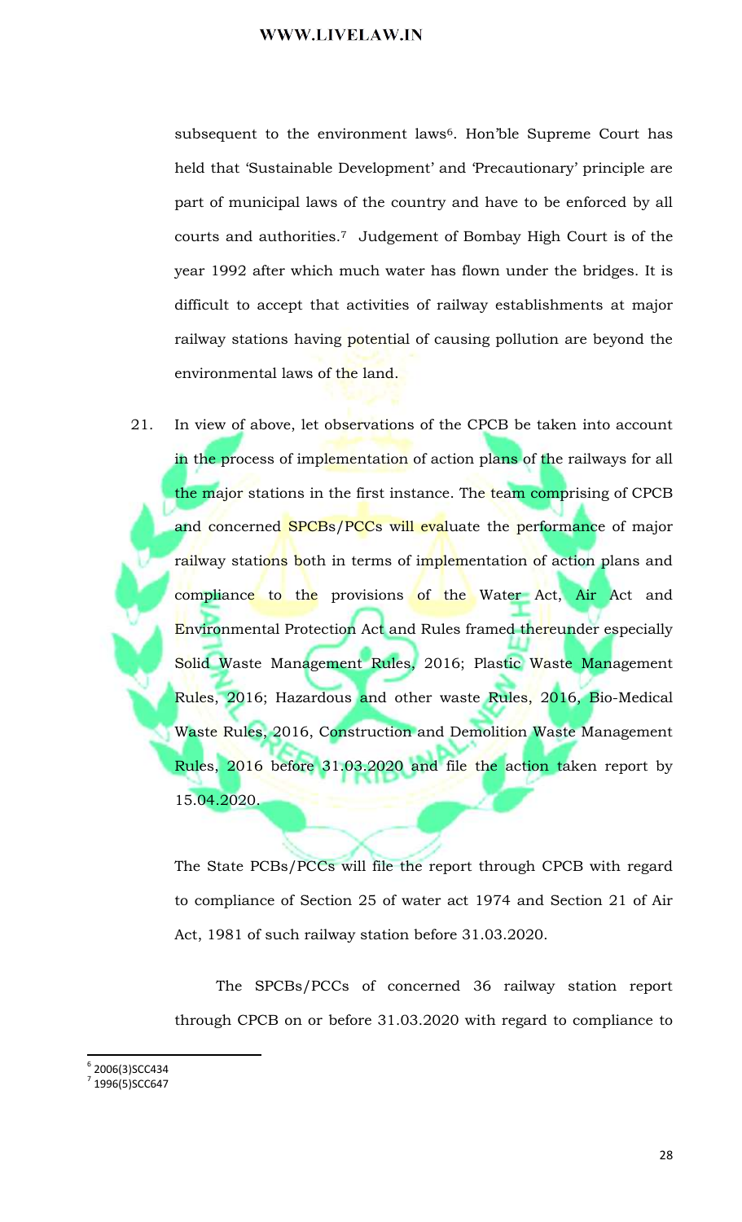subsequent to the environment laws[6]. Hon'ble Supreme Court has held that 'Sustainable Development' and 'Precautionary' principle are part of municipal laws of the country and have to be enforced by all courts and authorities.[7] Judgement of Bombay High Court is of the year 1992 after which much water has flown under the bridges. It is difficult to accept that activities of railway establishments at major railway stations having potential of causing pollution are beyond the environmental laws of the land.

21. In view of above, let observations of the CPCB be taken into account in the process of implementation of action plans of the railways for all the major stations in the first instance. The team comprising of CPCB and concerned SPCBs/PCCs will evaluate the performance of major railway stations both in terms of implementation of action plans and compliance to the provisions of the Water Act, Air Act and Environmental Protection Act and Rules framed thereunder especially Solid Waste Management Rules, 2016; Plastic Waste Management Rules, 2016; Hazardous and other waste Rules, 2016, Bio-Medical Waste Rules, 2016, Construction and Demolition Waste Management Rules, 2016 before 31.03.2020 and file the action taken report by 15.04.2020.

The State PCBs/PCCs will file the report through CPCB with regard to compliance of Section 25 of water act 1974 and Section 21 of Air Act, 1981 of such railway station before 31.03.2020.

The SPCBs/PCCs of concerned 36 railway station report through CPCB on or before 31.03.2020 with regard to compliance to

---

[6] 2006(3)SCC434

[7] 1996(5)SCC647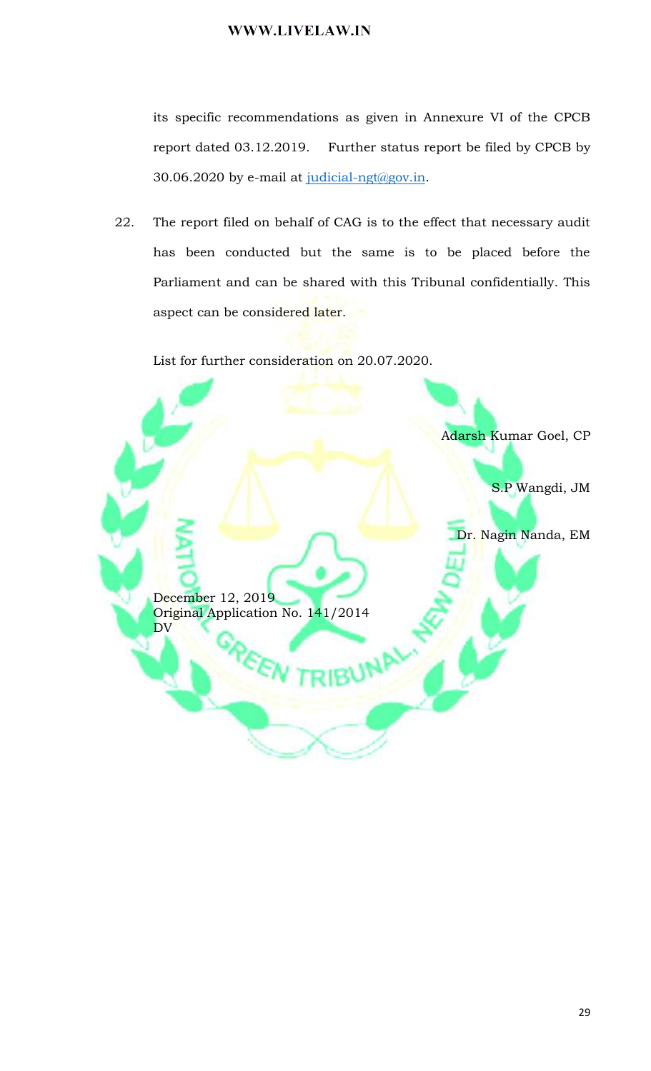its specific recommendations as given in Annexure VI of the CPCB report dated 03.12.2019. Further status report be filed by CPCB by 30.06.2020 by e-mail at judicial-ngt@gov.in.

22. The report filed on behalf of CAG is to the effect that necessary audit has been conducted but the same is to be placed before the Parliament and can be shared with this Tribunal confidentially. This aspect can be considered later.

List for further consideration on 20.07.2020.

Adarsh Kumar Goel, CP

S.P Wangdi, JM

Dr. Nagin Nanda, EM

December 12, 2019
Original Application No. 141/2014
DV